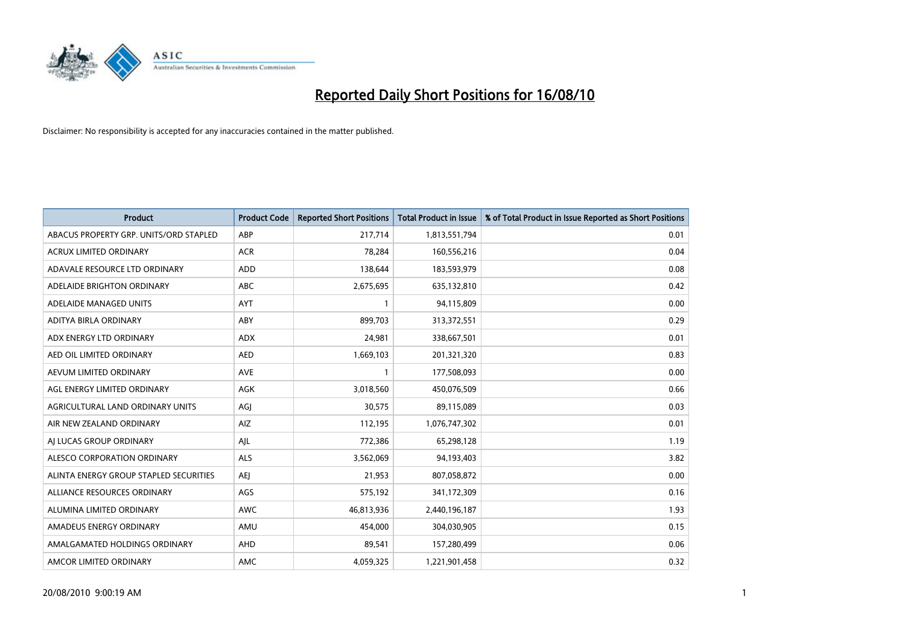# Reported Daily Short Positions for 16/08/10

Disclaimer: No responsibility is accepted for any inaccuracies contained in the matter published.

| Product | Product Code | Reported Short Positions | Total Product in Issue | % of Total Product in Issue Reported as Short Positions |
|---|---|---|---|---|
| ABACUS PROPERTY GRP. UNITS/ORD STAPLED | ABP | 217,714 | 1,813,551,794 | 0.01 |
| ACRUX LIMITED ORDINARY | ACR | 78,284 | 160,556,216 | 0.04 |
| ADAVALE RESOURCE LTD ORDINARY | ADD | 138,644 | 183,593,979 | 0.08 |
| ADELAIDE BRIGHTON ORDINARY | ABC | 2,675,695 | 635,132,810 | 0.42 |
| ADELAIDE MANAGED UNITS | AYT | 1 | 94,115,809 | 0.00 |
| ADITYA BIRLA ORDINARY | ABY | 899,703 | 313,372,551 | 0.29 |
| ADX ENERGY LTD ORDINARY | ADX | 24,981 | 338,667,501 | 0.01 |
| AED OIL LIMITED ORDINARY | AED | 1,669,103 | 201,321,320 | 0.83 |
| AEVUM LIMITED ORDINARY | AVE | 1 | 177,508,093 | 0.00 |
| AGL ENERGY LIMITED ORDINARY | AGK | 3,018,560 | 450,076,509 | 0.66 |
| AGRICULTURAL LAND ORDINARY UNITS | AGJ | 30,575 | 89,115,089 | 0.03 |
| AIR NEW ZEALAND ORDINARY | AIZ | 112,195 | 1,076,747,302 | 0.01 |
| AJ LUCAS GROUP ORDINARY | AJL | 772,386 | 65,298,128 | 1.19 |
| ALESCO CORPORATION ORDINARY | ALS | 3,562,069 | 94,193,403 | 3.82 |
| ALINTA ENERGY GROUP STAPLED SECURITIES | AEJ | 21,953 | 807,058,872 | 0.00 |
| ALLIANCE RESOURCES ORDINARY | AGS | 575,192 | 341,172,309 | 0.16 |
| ALUMINA LIMITED ORDINARY | AWC | 46,813,936 | 2,440,196,187 | 1.93 |
| AMADEUS ENERGY ORDINARY | AMU | 454,000 | 304,030,905 | 0.15 |
| AMALGAMATED HOLDINGS ORDINARY | AHD | 89,541 | 157,280,499 | 0.06 |
| AMCOR LIMITED ORDINARY | AMC | 4,059,325 | 1,221,901,458 | 0.32 |

20/08/2010 9:00:19 AM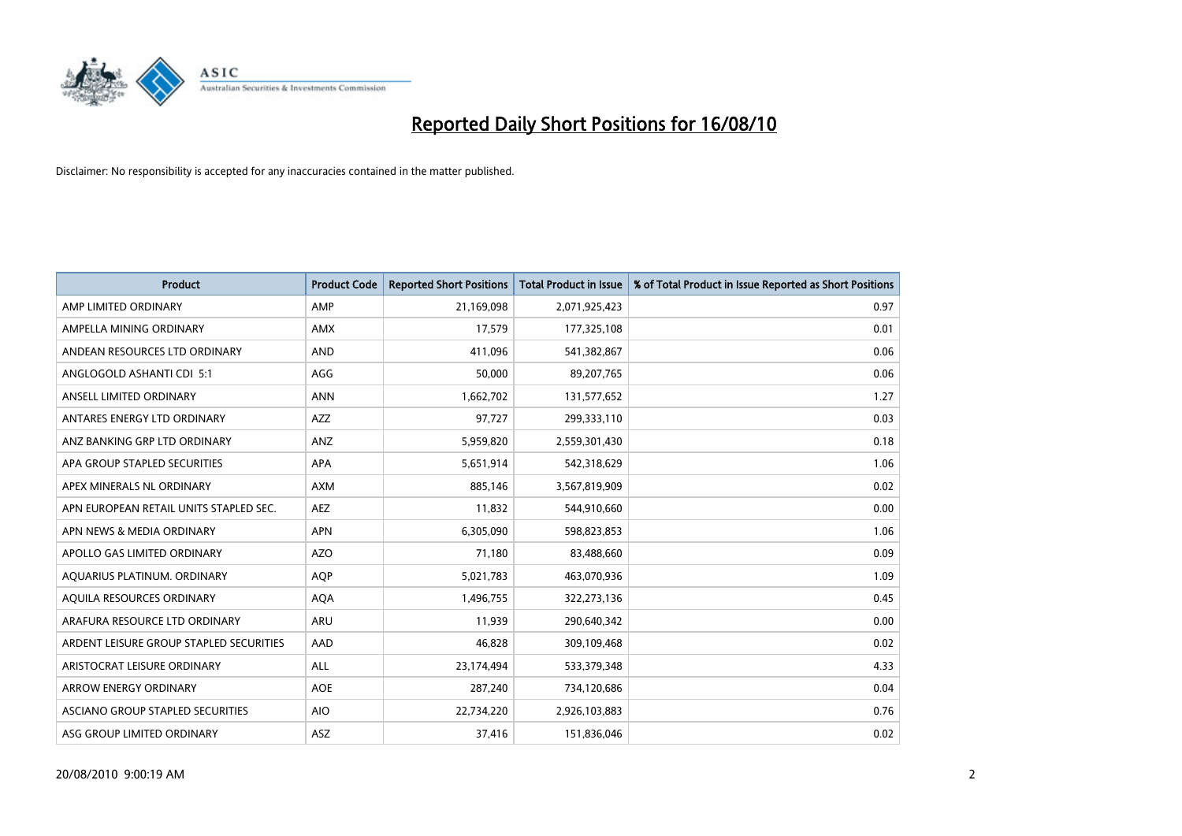# Reported Daily Short Positions for 16/08/10

Disclaimer: No responsibility is accepted for any inaccuracies contained in the matter published.

| Product | Product Code | Reported Short Positions | Total Product in Issue | % of Total Product in Issue Reported as Short Positions |
|---|---|---|---|---|
| AMP LIMITED ORDINARY | AMP | 21,169,098 | 2,071,925,423 | 0.97 |
| AMPELLA MINING ORDINARY | AMX | 17,579 | 177,325,108 | 0.01 |
| ANDEAN RESOURCES LTD ORDINARY | AND | 411,096 | 541,382,867 | 0.06 |
| ANGLOGOLD ASHANTI CDI 5:1 | AGG | 50,000 | 89,207,765 | 0.06 |
| ANSELL LIMITED ORDINARY | ANN | 1,662,702 | 131,577,652 | 1.27 |
| ANTARES ENERGY LTD ORDINARY | AZZ | 97,727 | 299,333,110 | 0.03 |
| ANZ BANKING GRP LTD ORDINARY | ANZ | 5,959,820 | 2,559,301,430 | 0.18 |
| APA GROUP STAPLED SECURITIES | APA | 5,651,914 | 542,318,629 | 1.06 |
| APEX MINERALS NL ORDINARY | AXM | 885,146 | 3,567,819,909 | 0.02 |
| APN EUROPEAN RETAIL UNITS STAPLED SEC. | AEZ | 11,832 | 544,910,660 | 0.00 |
| APN NEWS & MEDIA ORDINARY | APN | 6,305,090 | 598,823,853 | 1.06 |
| APOLLO GAS LIMITED ORDINARY | AZO | 71,180 | 83,488,660 | 0.09 |
| AQUARIUS PLATINUM. ORDINARY | AQP | 5,021,783 | 463,070,936 | 1.09 |
| AQUILA RESOURCES ORDINARY | AQA | 1,496,755 | 322,273,136 | 0.45 |
| ARAFURA RESOURCE LTD ORDINARY | ARU | 11,939 | 290,640,342 | 0.00 |
| ARDENT LEISURE GROUP STAPLED SECURITIES | AAD | 46,828 | 309,109,468 | 0.02 |
| ARISTOCRAT LEISURE ORDINARY | ALL | 23,174,494 | 533,379,348 | 4.33 |
| ARROW ENERGY ORDINARY | AOE | 287,240 | 734,120,686 | 0.04 |
| ASCIANO GROUP STAPLED SECURITIES | AIO | 22,734,220 | 2,926,103,883 | 0.76 |
| ASG GROUP LIMITED ORDINARY | ASZ | 37,416 | 151,836,046 | 0.02 |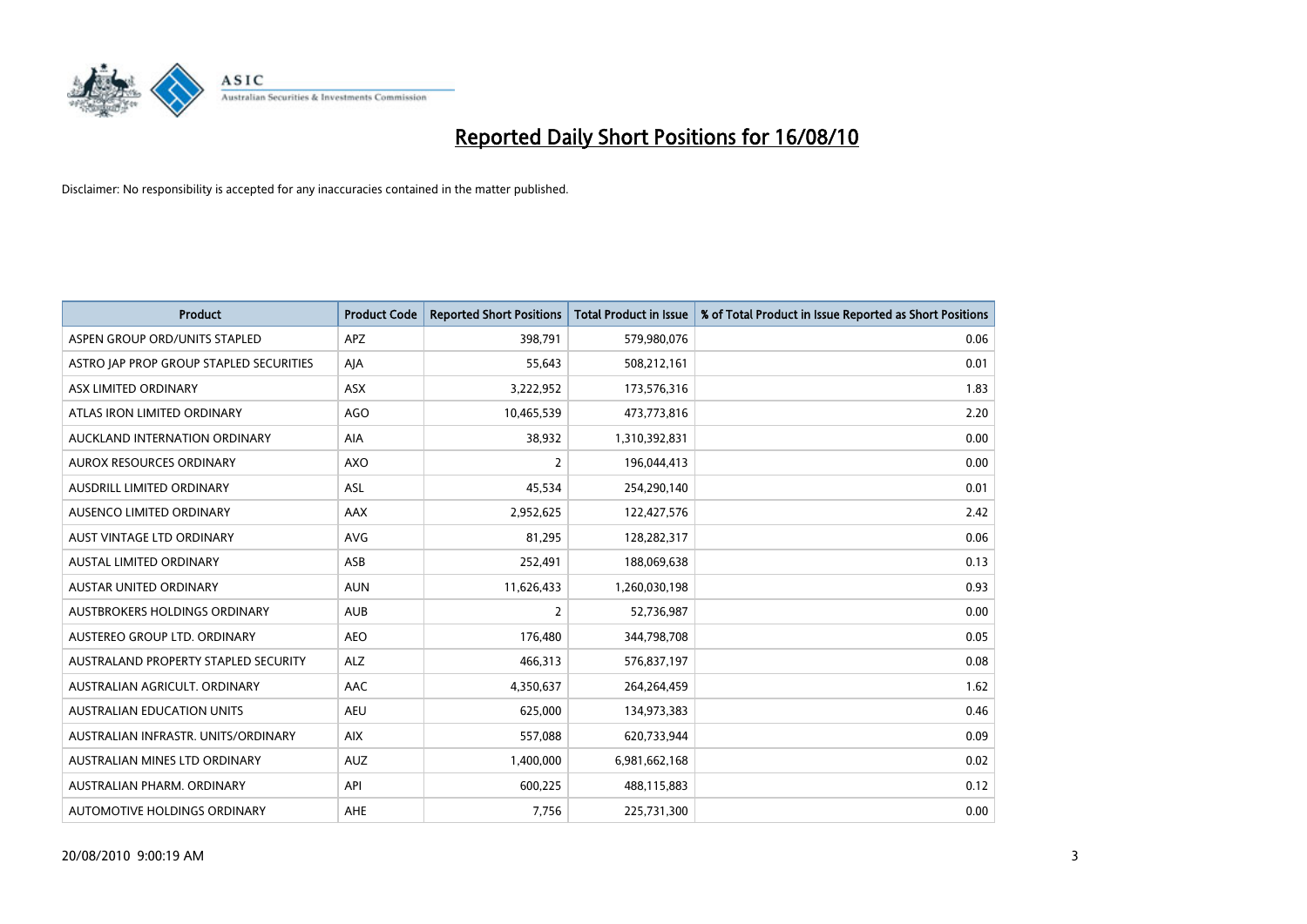# Reported Daily Short Positions for 16/08/10

Disclaimer: No responsibility is accepted for any inaccuracies contained in the matter published.

| Product | Product Code | Reported Short Positions | Total Product in Issue | % of Total Product in Issue Reported as Short Positions |
|---|---|---|---|---|
| ASPEN GROUP ORD/UNITS STAPLED | APZ | 398,791 | 579,980,076 | 0.06 |
| ASTRO JAP PROP GROUP STAPLED SECURITIES | AJA | 55,643 | 508,212,161 | 0.01 |
| ASX LIMITED ORDINARY | ASX | 3,222,952 | 173,576,316 | 1.83 |
| ATLAS IRON LIMITED ORDINARY | AGO | 10,465,539 | 473,773,816 | 2.20 |
| AUCKLAND INTERNATION ORDINARY | AIA | 38,932 | 1,310,392,831 | 0.00 |
| AUROX RESOURCES ORDINARY | AXO | 2 | 196,044,413 | 0.00 |
| AUSDRILL LIMITED ORDINARY | ASL | 45,534 | 254,290,140 | 0.01 |
| AUSENCO LIMITED ORDINARY | AAX | 2,952,625 | 122,427,576 | 2.42 |
| AUST VINTAGE LTD ORDINARY | AVG | 81,295 | 128,282,317 | 0.06 |
| AUSTAL LIMITED ORDINARY | ASB | 252,491 | 188,069,638 | 0.13 |
| AUSTAR UNITED ORDINARY | AUN | 11,626,433 | 1,260,030,198 | 0.93 |
| AUSTBROKERS HOLDINGS ORDINARY | AUB | 2 | 52,736,987 | 0.00 |
| AUSTEREO GROUP LTD. ORDINARY | AEO | 176,480 | 344,798,708 | 0.05 |
| AUSTRALAND PROPERTY STAPLED SECURITY | ALZ | 466,313 | 576,837,197 | 0.08 |
| AUSTRALIAN AGRICULT. ORDINARY | AAC | 4,350,637 | 264,264,459 | 1.62 |
| AUSTRALIAN EDUCATION UNITS | AEU | 625,000 | 134,973,383 | 0.46 |
| AUSTRALIAN INFRASTR. UNITS/ORDINARY | AIX | 557,088 | 620,733,944 | 0.09 |
| AUSTRALIAN MINES LTD ORDINARY | AUZ | 1,400,000 | 6,981,662,168 | 0.02 |
| AUSTRALIAN PHARM. ORDINARY | API | 600,225 | 488,115,883 | 0.12 |
| AUTOMOTIVE HOLDINGS ORDINARY | AHE | 7,756 | 225,731,300 | 0.00 |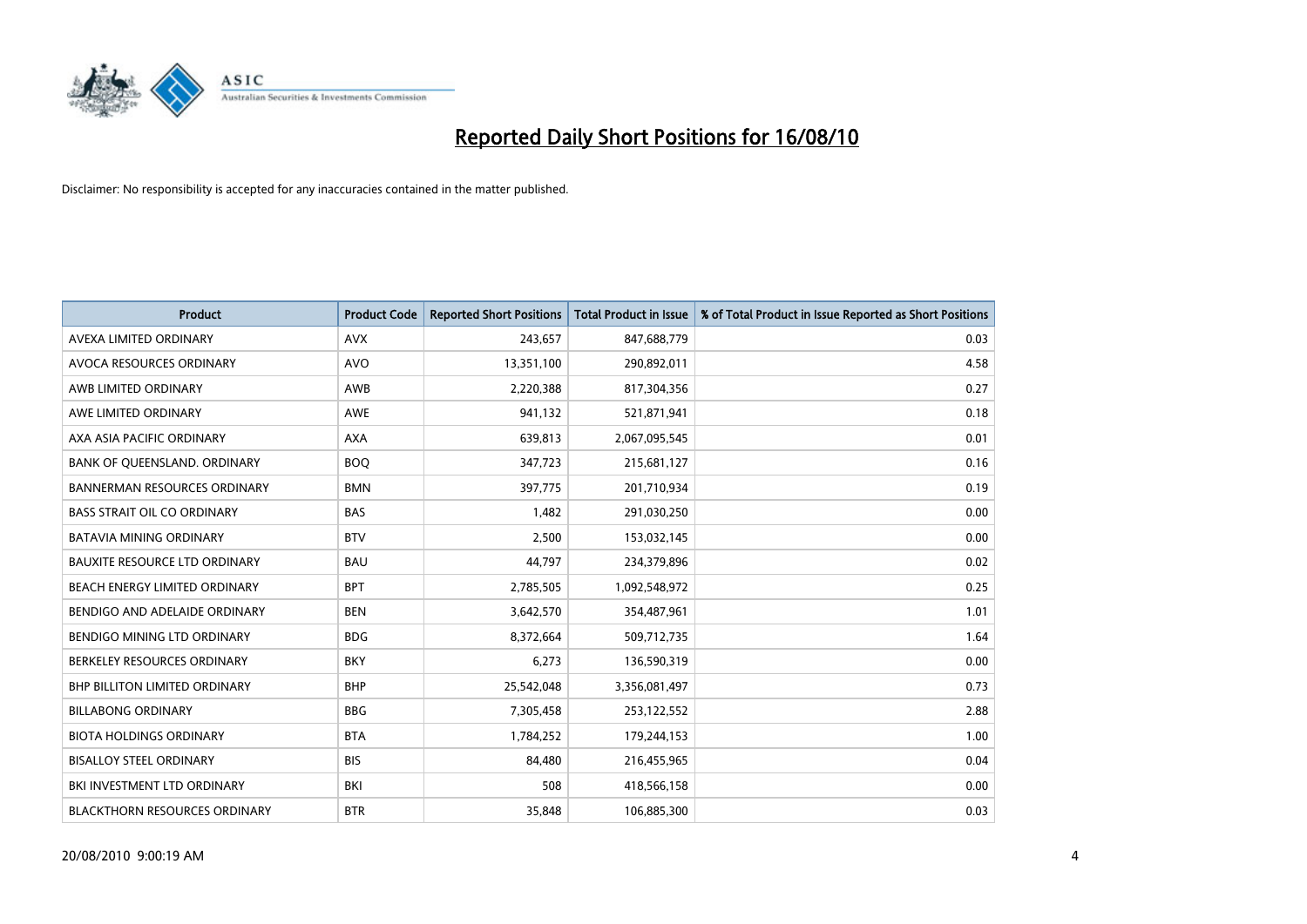# Reported Daily Short Positions for 16/08/10

Disclaimer: No responsibility is accepted for any inaccuracies contained in the matter published.

| Product | Product Code | Reported Short Positions | Total Product in Issue | % of Total Product in Issue Reported as Short Positions |
|---|---|---|---|---|
| AVEXA LIMITED ORDINARY | AVX | 243,657 | 847,688,779 | 0.03 |
| AVOCA RESOURCES ORDINARY | AVO | 13,351,100 | 290,892,011 | 4.58 |
| AWB LIMITED ORDINARY | AWB | 2,220,388 | 817,304,356 | 0.27 |
| AWE LIMITED ORDINARY | AWE | 941,132 | 521,871,941 | 0.18 |
| AXA ASIA PACIFIC ORDINARY | AXA | 639,813 | 2,067,095,545 | 0.01 |
| BANK OF QUEENSLAND. ORDINARY | BOQ | 347,723 | 215,681,127 | 0.16 |
| BANNERMAN RESOURCES ORDINARY | BMN | 397,775 | 201,710,934 | 0.19 |
| BASS STRAIT OIL CO ORDINARY | BAS | 1,482 | 291,030,250 | 0.00 |
| BATAVIA MINING ORDINARY | BTV | 2,500 | 153,032,145 | 0.00 |
| BAUXITE RESOURCE LTD ORDINARY | BAU | 44,797 | 234,379,896 | 0.02 |
| BEACH ENERGY LIMITED ORDINARY | BPT | 2,785,505 | 1,092,548,972 | 0.25 |
| BENDIGO AND ADELAIDE ORDINARY | BEN | 3,642,570 | 354,487,961 | 1.01 |
| BENDIGO MINING LTD ORDINARY | BDG | 8,372,664 | 509,712,735 | 1.64 |
| BERKELEY RESOURCES ORDINARY | BKY | 6,273 | 136,590,319 | 0.00 |
| BHP BILLITON LIMITED ORDINARY | BHP | 25,542,048 | 3,356,081,497 | 0.73 |
| BILLABONG ORDINARY | BBG | 7,305,458 | 253,122,552 | 2.88 |
| BIOTA HOLDINGS ORDINARY | BTA | 1,784,252 | 179,244,153 | 1.00 |
| BISALLOY STEEL ORDINARY | BIS | 84,480 | 216,455,965 | 0.04 |
| BKI INVESTMENT LTD ORDINARY | BKI | 508 | 418,566,158 | 0.00 |
| BLACKTHORN RESOURCES ORDINARY | BTR | 35,848 | 106,885,300 | 0.03 |

20/08/2010 9:00:19 AM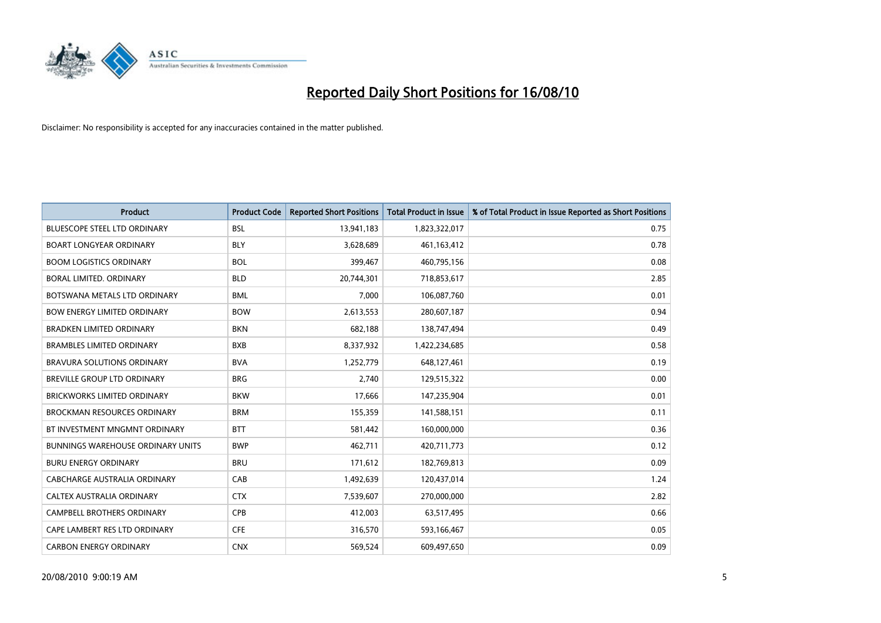# Reported Daily Short Positions for 16/08/10

Disclaimer: No responsibility is accepted for any inaccuracies contained in the matter published.

| Product | Product Code | Reported Short Positions | Total Product in Issue | % of Total Product in Issue Reported as Short Positions |
|---|---|---|---|---|
| BLUESCOPE STEEL LTD ORDINARY | BSL | 13,941,183 | 1,823,322,017 | 0.75 |
| BOART LONGYEAR ORDINARY | BLY | 3,628,689 | 461,163,412 | 0.78 |
| BOOM LOGISTICS ORDINARY | BOL | 399,467 | 460,795,156 | 0.08 |
| BORAL LIMITED. ORDINARY | BLD | 20,744,301 | 718,853,617 | 2.85 |
| BOTSWANA METALS LTD ORDINARY | BML | 7,000 | 106,087,760 | 0.01 |
| BOW ENERGY LIMITED ORDINARY | BOW | 2,613,553 | 280,607,187 | 0.94 |
| BRADKEN LIMITED ORDINARY | BKN | 682,188 | 138,747,494 | 0.49 |
| BRAMBLES LIMITED ORDINARY | BXB | 8,337,932 | 1,422,234,685 | 0.58 |
| BRAVURA SOLUTIONS ORDINARY | BVA | 1,252,779 | 648,127,461 | 0.19 |
| BREVILLE GROUP LTD ORDINARY | BRG | 2,740 | 129,515,322 | 0.00 |
| BRICKWORKS LIMITED ORDINARY | BKW | 17,666 | 147,235,904 | 0.01 |
| BROCKMAN RESOURCES ORDINARY | BRM | 155,359 | 141,588,151 | 0.11 |
| BT INVESTMENT MNGMNT ORDINARY | BTT | 581,442 | 160,000,000 | 0.36 |
| BUNNINGS WAREHOUSE ORDINARY UNITS | BWP | 462,711 | 420,711,773 | 0.12 |
| BURU ENERGY ORDINARY | BRU | 171,612 | 182,769,813 | 0.09 |
| CABCHARGE AUSTRALIA ORDINARY | CAB | 1,492,639 | 120,437,014 | 1.24 |
| CALTEX AUSTRALIA ORDINARY | CTX | 7,539,607 | 270,000,000 | 2.82 |
| CAMPBELL BROTHERS ORDINARY | CPB | 412,003 | 63,517,495 | 0.66 |
| CAPE LAMBERT RES LTD ORDINARY | CFE | 316,570 | 593,166,467 | 0.05 |
| CARBON ENERGY ORDINARY | CNX | 569,524 | 609,497,650 | 0.09 |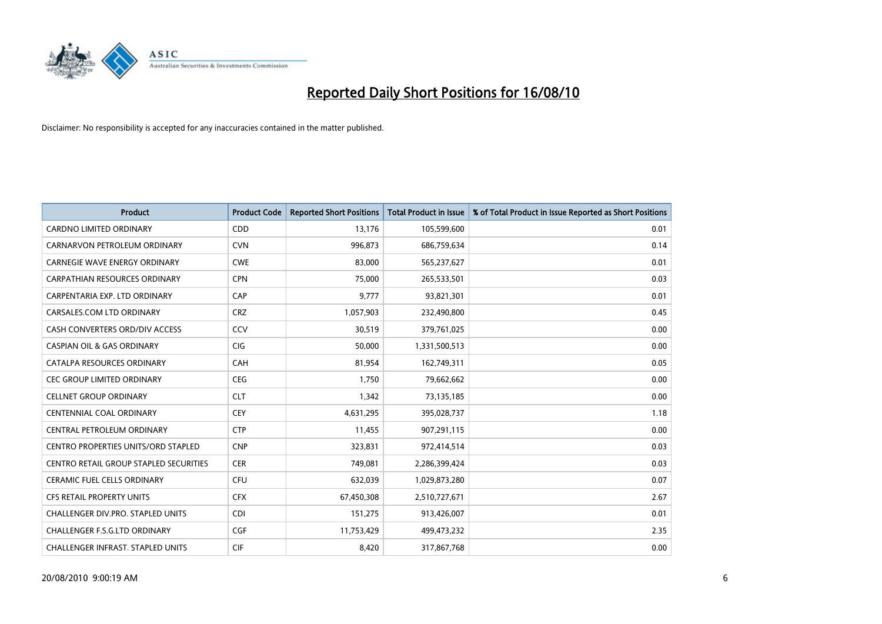# Reported Daily Short Positions for 16/08/10

Disclaimer: No responsibility is accepted for any inaccuracies contained in the matter published.

| Product | Product Code | Reported Short Positions | Total Product in Issue | % of Total Product in Issue Reported as Short Positions |
|---|---|---|---|---|
| CARDNO LIMITED ORDINARY | CDD | 13,176 | 105,599,600 | 0.01 |
| CARNARVON PETROLEUM ORDINARY | CVN | 996,873 | 686,759,634 | 0.14 |
| CARNEGIE WAVE ENERGY ORDINARY | CWE | 83,000 | 565,237,627 | 0.01 |
| CARPATHIAN RESOURCES ORDINARY | CPN | 75,000 | 265,533,501 | 0.03 |
| CARPENTARIA EXP. LTD ORDINARY | CAP | 9,777 | 93,821,301 | 0.01 |
| CARSALES.COM LTD ORDINARY | CRZ | 1,057,903 | 232,490,800 | 0.45 |
| CASH CONVERTERS ORD/DIV ACCESS | CCV | 30,519 | 379,761,025 | 0.00 |
| CASPIAN OIL & GAS ORDINARY | CIG | 50,000 | 1,331,500,513 | 0.00 |
| CATALPA RESOURCES ORDINARY | CAH | 81,954 | 162,749,311 | 0.05 |
| CEC GROUP LIMITED ORDINARY | CEG | 1,750 | 79,662,662 | 0.00 |
| CELLNET GROUP ORDINARY | CLT | 1,342 | 73,135,185 | 0.00 |
| CENTENNIAL COAL ORDINARY | CEY | 4,631,295 | 395,028,737 | 1.18 |
| CENTRAL PETROLEUM ORDINARY | CTP | 11,455 | 907,291,115 | 0.00 |
| CENTRO PROPERTIES UNITS/ORD STAPLED | CNP | 323,831 | 972,414,514 | 0.03 |
| CENTRO RETAIL GROUP STAPLED SECURITIES | CER | 749,081 | 2,286,399,424 | 0.03 |
| CERAMIC FUEL CELLS ORDINARY | CFU | 632,039 | 1,029,873,280 | 0.07 |
| CFS RETAIL PROPERTY UNITS | CFX | 67,450,308 | 2,510,727,671 | 2.67 |
| CHALLENGER DIV.PRO. STAPLED UNITS | CDI | 151,275 | 913,426,007 | 0.01 |
| CHALLENGER F.S.G.LTD ORDINARY | CGF | 11,753,429 | 499,473,232 | 2.35 |
| CHALLENGER INFRAST. STAPLED UNITS | CIF | 8,420 | 317,867,768 | 0.00 |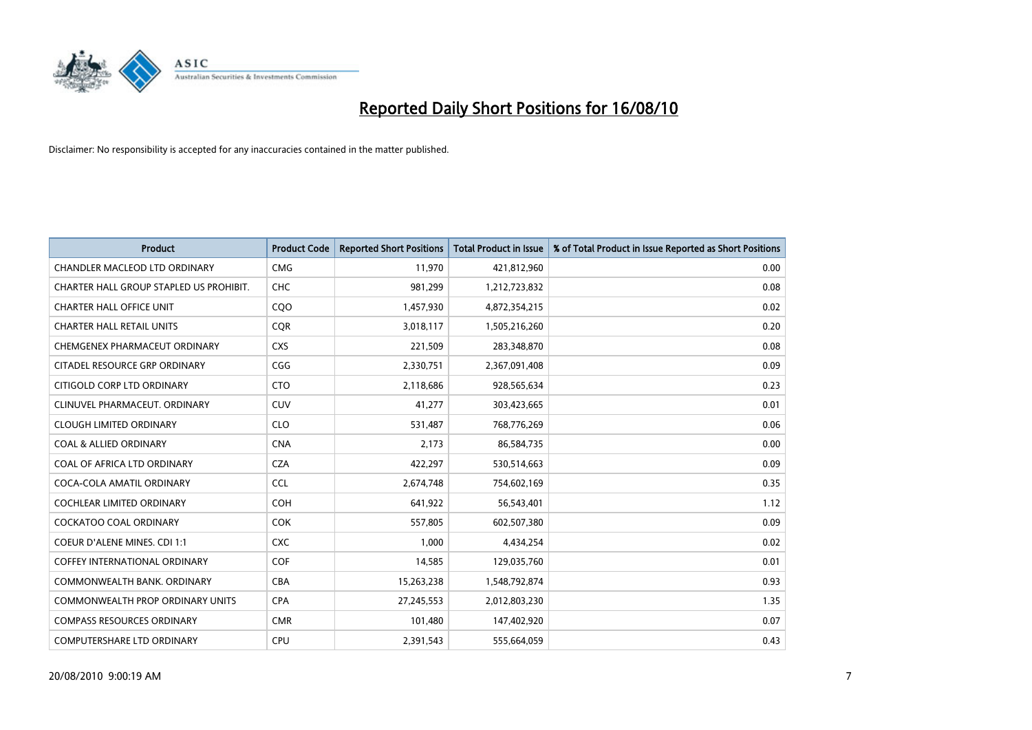# Reported Daily Short Positions for 16/08/10

Disclaimer: No responsibility is accepted for any inaccuracies contained in the matter published.

| Product | Product Code | Reported Short Positions | Total Product in Issue | % of Total Product in Issue Reported as Short Positions |
|---|---|---|---|---|
| CHANDLER MACLEOD LTD ORDINARY | CMG | 11,970 | 421,812,960 | 0.00 |
| CHARTER HALL GROUP STAPLED US PROHIBIT. | CHC | 981,299 | 1,212,723,832 | 0.08 |
| CHARTER HALL OFFICE UNIT | CQO | 1,457,930 | 4,872,354,215 | 0.02 |
| CHARTER HALL RETAIL UNITS | CQR | 3,018,117 | 1,505,216,260 | 0.20 |
| CHEMGENEX PHARMACEUT ORDINARY | CXS | 221,509 | 283,348,870 | 0.08 |
| CITADEL RESOURCE GRP ORDINARY | CGG | 2,330,751 | 2,367,091,408 | 0.09 |
| CITIGOLD CORP LTD ORDINARY | CTO | 2,118,686 | 928,565,634 | 0.23 |
| CLINUVEL PHARMACEUT. ORDINARY | CUV | 41,277 | 303,423,665 | 0.01 |
| CLOUGH LIMITED ORDINARY | CLO | 531,487 | 768,776,269 | 0.06 |
| COAL & ALLIED ORDINARY | CNA | 2,173 | 86,584,735 | 0.00 |
| COAL OF AFRICA LTD ORDINARY | CZA | 422,297 | 530,514,663 | 0.09 |
| COCA-COLA AMATIL ORDINARY | CCL | 2,674,748 | 754,602,169 | 0.35 |
| COCHLEAR LIMITED ORDINARY | COH | 641,922 | 56,543,401 | 1.12 |
| COCKATOO COAL ORDINARY | COK | 557,805 | 602,507,380 | 0.09 |
| COEUR D'ALENE MINES. CDI 1:1 | CXC | 1,000 | 4,434,254 | 0.02 |
| COFFEY INTERNATIONAL ORDINARY | COF | 14,585 | 129,035,760 | 0.01 |
| COMMONWEALTH BANK. ORDINARY | CBA | 15,263,238 | 1,548,792,874 | 0.93 |
| COMMONWEALTH PROP ORDINARY UNITS | CPA | 27,245,553 | 2,012,803,230 | 1.35 |
| COMPASS RESOURCES ORDINARY | CMR | 101,480 | 147,402,920 | 0.07 |
| COMPUTERSHARE LTD ORDINARY | CPU | 2,391,543 | 555,664,059 | 0.43 |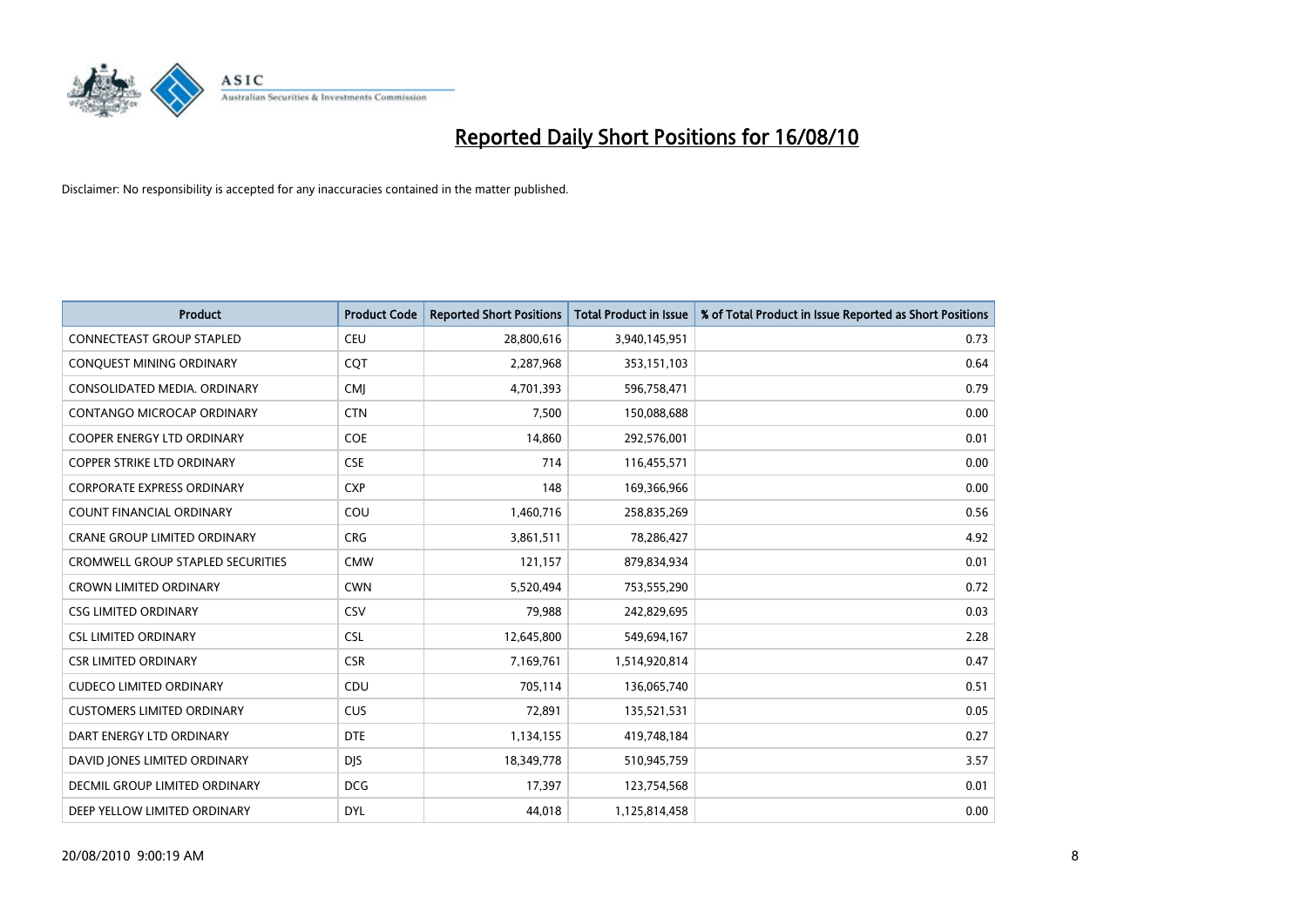# Reported Daily Short Positions for 16/08/10

Disclaimer: No responsibility is accepted for any inaccuracies contained in the matter published.

| Product | Product Code | Reported Short Positions | Total Product in Issue | % of Total Product in Issue Reported as Short Positions |
|---|---|---|---|---|
| CONNECTEAST GROUP STAPLED | CEU | 28,800,616 | 3,940,145,951 | 0.73 |
| CONQUEST MINING ORDINARY | CQT | 2,287,968 | 353,151,103 | 0.64 |
| CONSOLIDATED MEDIA. ORDINARY | CMJ | 4,701,393 | 596,758,471 | 0.79 |
| CONTANGO MICROCAP ORDINARY | CTN | 7,500 | 150,088,688 | 0.00 |
| COOPER ENERGY LTD ORDINARY | COE | 14,860 | 292,576,001 | 0.01 |
| COPPER STRIKE LTD ORDINARY | CSE | 714 | 116,455,571 | 0.00 |
| CORPORATE EXPRESS ORDINARY | CXP | 148 | 169,366,966 | 0.00 |
| COUNT FINANCIAL ORDINARY | COU | 1,460,716 | 258,835,269 | 0.56 |
| CRANE GROUP LIMITED ORDINARY | CRG | 3,861,511 | 78,286,427 | 4.92 |
| CROMWELL GROUP STAPLED SECURITIES | CMW | 121,157 | 879,834,934 | 0.01 |
| CROWN LIMITED ORDINARY | CWN | 5,520,494 | 753,555,290 | 0.72 |
| CSG LIMITED ORDINARY | CSV | 79,988 | 242,829,695 | 0.03 |
| CSL LIMITED ORDINARY | CSL | 12,645,800 | 549,694,167 | 2.28 |
| CSR LIMITED ORDINARY | CSR | 7,169,761 | 1,514,920,814 | 0.47 |
| CUDECO LIMITED ORDINARY | CDU | 705,114 | 136,065,740 | 0.51 |
| CUSTOMERS LIMITED ORDINARY | CUS | 72,891 | 135,521,531 | 0.05 |
| DART ENERGY LTD ORDINARY | DTE | 1,134,155 | 419,748,184 | 0.27 |
| DAVID JONES LIMITED ORDINARY | DJS | 18,349,778 | 510,945,759 | 3.57 |
| DECMIL GROUP LIMITED ORDINARY | DCG | 17,397 | 123,754,568 | 0.01 |
| DEEP YELLOW LIMITED ORDINARY | DYL | 44,018 | 1,125,814,458 | 0.00 |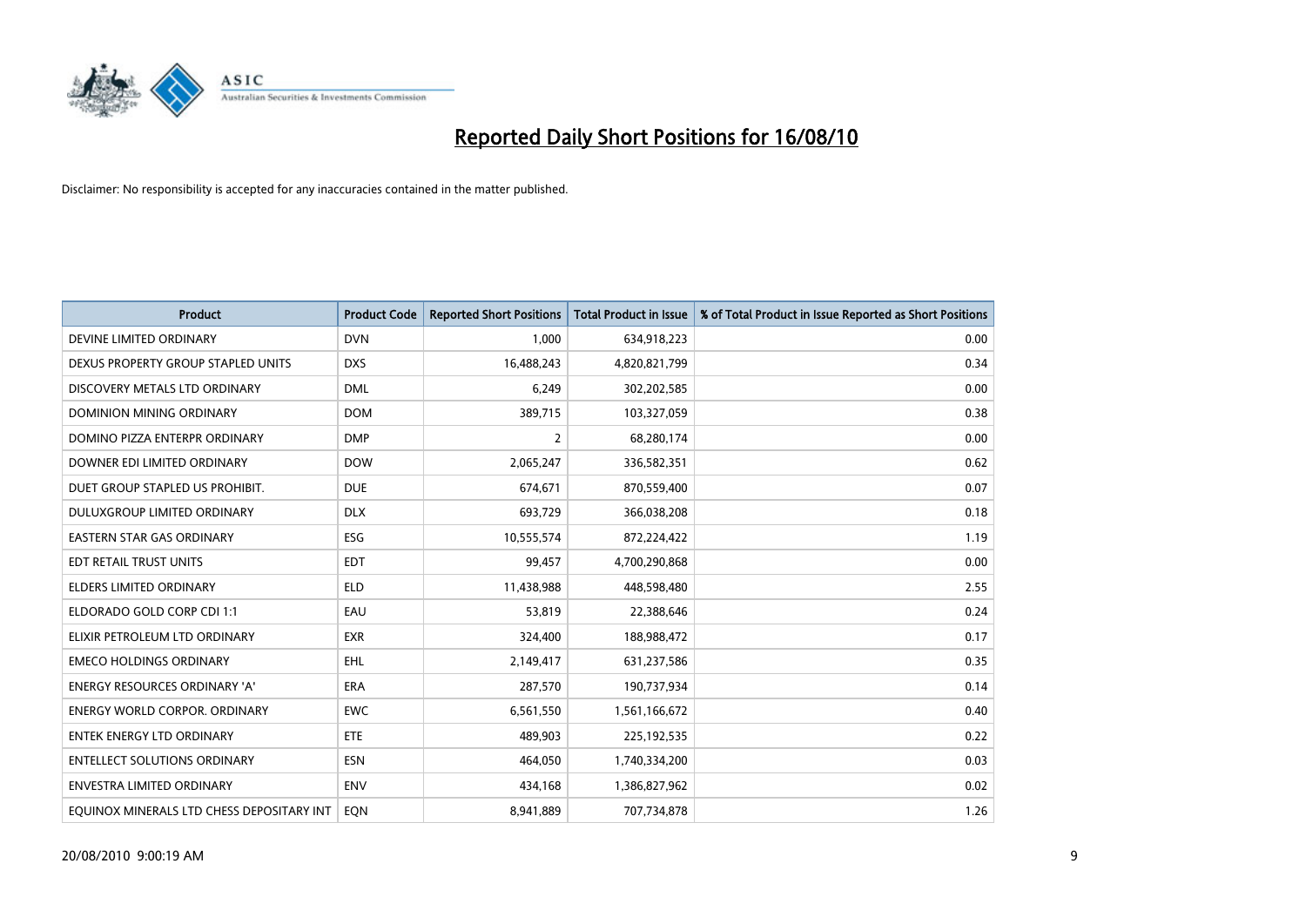# Reported Daily Short Positions for 16/08/10

Disclaimer: No responsibility is accepted for any inaccuracies contained in the matter published.

| Product | Product Code | Reported Short Positions | Total Product in Issue | % of Total Product in Issue Reported as Short Positions |
| --- | --- | --- | --- | --- |
| DEVINE LIMITED ORDINARY | DVN | 1,000 | 634,918,223 | 0.00 |
| DEXUS PROPERTY GROUP STAPLED UNITS | DXS | 16,488,243 | 4,820,821,799 | 0.34 |
| DISCOVERY METALS LTD ORDINARY | DML | 6,249 | 302,202,585 | 0.00 |
| DOMINION MINING ORDINARY | DOM | 389,715 | 103,327,059 | 0.38 |
| DOMINO PIZZA ENTERPR ORDINARY | DMP | 2 | 68,280,174 | 0.00 |
| DOWNER EDI LIMITED ORDINARY | DOW | 2,065,247 | 336,582,351 | 0.62 |
| DUET GROUP STAPLED US PROHIBIT. | DUE | 674,671 | 870,559,400 | 0.07 |
| DULUXGROUP LIMITED ORDINARY | DLX | 693,729 | 366,038,208 | 0.18 |
| EASTERN STAR GAS ORDINARY | ESG | 10,555,574 | 872,224,422 | 1.19 |
| EDT RETAIL TRUST UNITS | EDT | 99,457 | 4,700,290,868 | 0.00 |
| ELDERS LIMITED ORDINARY | ELD | 11,438,988 | 448,598,480 | 2.55 |
| ELDORADO GOLD CORP CDI 1:1 | EAU | 53,819 | 22,388,646 | 0.24 |
| ELIXIR PETROLEUM LTD ORDINARY | EXR | 324,400 | 188,988,472 | 0.17 |
| EMECO HOLDINGS ORDINARY | EHL | 2,149,417 | 631,237,586 | 0.35 |
| ENERGY RESOURCES ORDINARY 'A' | ERA | 287,570 | 190,737,934 | 0.14 |
| ENERGY WORLD CORPOR. ORDINARY | EWC | 6,561,550 | 1,561,166,672 | 0.40 |
| ENTEK ENERGY LTD ORDINARY | ETE | 489,903 | 225,192,535 | 0.22 |
| ENTELLECT SOLUTIONS ORDINARY | ESN | 464,050 | 1,740,334,200 | 0.03 |
| ENVESTRA LIMITED ORDINARY | ENV | 434,168 | 1,386,827,962 | 0.02 |
| EQUINOX MINERALS LTD CHESS DEPOSITARY INT | EQN | 8,941,889 | 707,734,878 | 1.26 |

20/08/2010 9:00:19 AM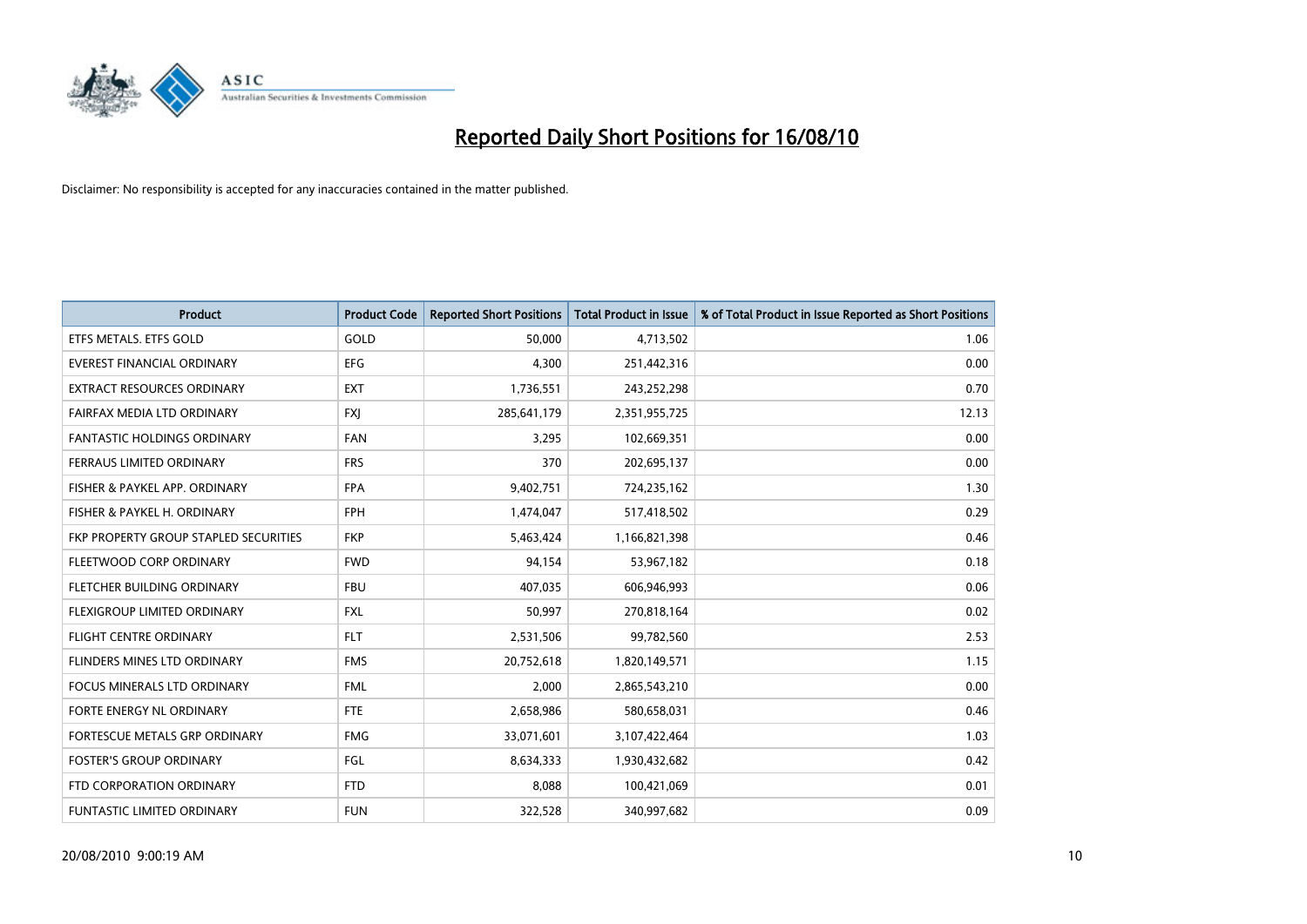# Reported Daily Short Positions for 16/08/10

Disclaimer: No responsibility is accepted for any inaccuracies contained in the matter published.

| Product | Product Code | Reported Short Positions | Total Product in Issue | % of Total Product in Issue Reported as Short Positions |
|---|---|---|---|---|
| ETFS METALS. ETFS GOLD | GOLD | 50,000 | 4,713,502 | 1.06 |
| EVEREST FINANCIAL ORDINARY | EFG | 4,300 | 251,442,316 | 0.00 |
| EXTRACT RESOURCES ORDINARY | EXT | 1,736,551 | 243,252,298 | 0.70 |
| FAIRFAX MEDIA LTD ORDINARY | FXJ | 285,641,179 | 2,351,955,725 | 12.13 |
| FANTASTIC HOLDINGS ORDINARY | FAN | 3,295 | 102,669,351 | 0.00 |
| FERRAUS LIMITED ORDINARY | FRS | 370 | 202,695,137 | 0.00 |
| FISHER & PAYKEL APP. ORDINARY | FPA | 9,402,751 | 724,235,162 | 1.30 |
| FISHER & PAYKEL H. ORDINARY | FPH | 1,474,047 | 517,418,502 | 0.29 |
| FKP PROPERTY GROUP STAPLED SECURITIES | FKP | 5,463,424 | 1,166,821,398 | 0.46 |
| FLEETWOOD CORP ORDINARY | FWD | 94,154 | 53,967,182 | 0.18 |
| FLETCHER BUILDING ORDINARY | FBU | 407,035 | 606,946,993 | 0.06 |
| FLEXIGROUP LIMITED ORDINARY | FXL | 50,997 | 270,818,164 | 0.02 |
| FLIGHT CENTRE ORDINARY | FLT | 2,531,506 | 99,782,560 | 2.53 |
| FLINDERS MINES LTD ORDINARY | FMS | 20,752,618 | 1,820,149,571 | 1.15 |
| FOCUS MINERALS LTD ORDINARY | FML | 2,000 | 2,865,543,210 | 0.00 |
| FORTE ENERGY NL ORDINARY | FTE | 2,658,986 | 580,658,031 | 0.46 |
| FORTESCUE METALS GRP ORDINARY | FMG | 33,071,601 | 3,107,422,464 | 1.03 |
| FOSTER'S GROUP ORDINARY | FGL | 8,634,333 | 1,930,432,682 | 0.42 |
| FTD CORPORATION ORDINARY | FTD | 8,088 | 100,421,069 | 0.01 |
| FUNTASTIC LIMITED ORDINARY | FUN | 322,528 | 340,997,682 | 0.09 |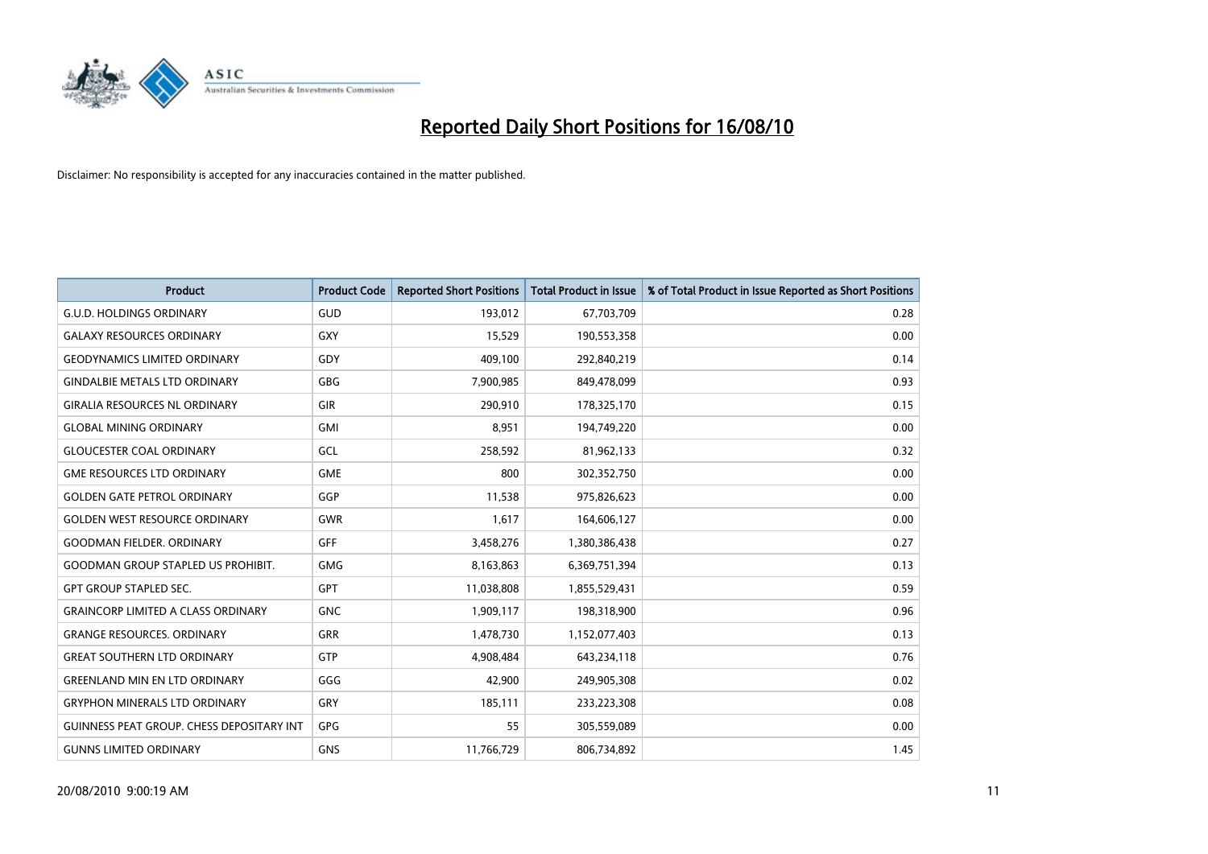# Reported Daily Short Positions for 16/08/10

Disclaimer: No responsibility is accepted for any inaccuracies contained in the matter published.

| Product | Product Code | Reported Short Positions | Total Product in Issue | % of Total Product in Issue Reported as Short Positions |
|---|---|---|---|---|
| G.U.D. HOLDINGS ORDINARY | GUD | 193,012 | 67,703,709 | 0.28 |
| GALAXY RESOURCES ORDINARY | GXY | 15,529 | 190,553,358 | 0.00 |
| GEODYNAMICS LIMITED ORDINARY | GDY | 409,100 | 292,840,219 | 0.14 |
| GINDALBIE METALS LTD ORDINARY | GBG | 7,900,985 | 849,478,099 | 0.93 |
| GIRALIA RESOURCES NL ORDINARY | GIR | 290,910 | 178,325,170 | 0.15 |
| GLOBAL MINING ORDINARY | GMI | 8,951 | 194,749,220 | 0.00 |
| GLOUCESTER COAL ORDINARY | GCL | 258,592 | 81,962,133 | 0.32 |
| GME RESOURCES LTD ORDINARY | GME | 800 | 302,352,750 | 0.00 |
| GOLDEN GATE PETROL ORDINARY | GGP | 11,538 | 975,826,623 | 0.00 |
| GOLDEN WEST RESOURCE ORDINARY | GWR | 1,617 | 164,606,127 | 0.00 |
| GOODMAN FIELDER. ORDINARY | GFF | 3,458,276 | 1,380,386,438 | 0.27 |
| GOODMAN GROUP STAPLED US PROHIBIT. | GMG | 8,163,863 | 6,369,751,394 | 0.13 |
| GPT GROUP STAPLED SEC. | GPT | 11,038,808 | 1,855,529,431 | 0.59 |
| GRAINCORP LIMITED A CLASS ORDINARY | GNC | 1,909,117 | 198,318,900 | 0.96 |
| GRANGE RESOURCES. ORDINARY | GRR | 1,478,730 | 1,152,077,403 | 0.13 |
| GREAT SOUTHERN LTD ORDINARY | GTP | 4,908,484 | 643,234,118 | 0.76 |
| GREENLAND MIN EN LTD ORDINARY | GGG | 42,900 | 249,905,308 | 0.02 |
| GRYPHON MINERALS LTD ORDINARY | GRY | 185,111 | 233,223,308 | 0.08 |
| GUINNESS PEAT GROUP. CHESS DEPOSITARY INT | GPG | 55 | 305,559,089 | 0.00 |
| GUNNS LIMITED ORDINARY | GNS | 11,766,729 | 806,734,892 | 1.45 |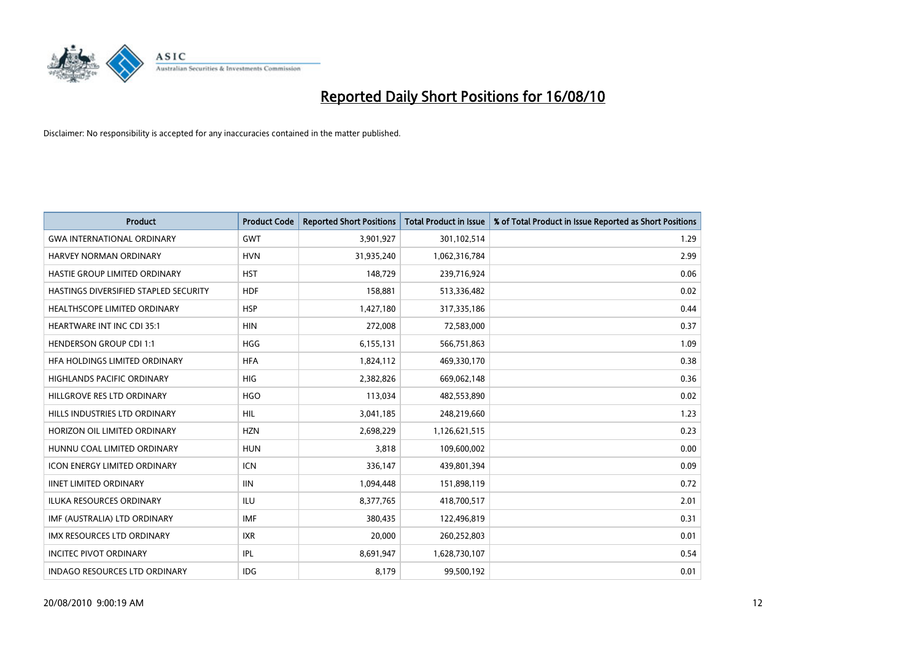# Reported Daily Short Positions for 16/08/10

Disclaimer: No responsibility is accepted for any inaccuracies contained in the matter published.

| Product | Product Code | Reported Short Positions | Total Product in Issue | % of Total Product in Issue Reported as Short Positions |
|---|---|---|---|---|
| GWA INTERNATIONAL ORDINARY | GWT | 3,901,927 | 301,102,514 | 1.29 |
| HARVEY NORMAN ORDINARY | HVN | 31,935,240 | 1,062,316,784 | 2.99 |
| HASTIE GROUP LIMITED ORDINARY | HST | 148,729 | 239,716,924 | 0.06 |
| HASTINGS DIVERSIFIED STAPLED SECURITY | HDF | 158,881 | 513,336,482 | 0.02 |
| HEALTHSCOPE LIMITED ORDINARY | HSP | 1,427,180 | 317,335,186 | 0.44 |
| HEARTWARE INT INC CDI 35:1 | HIN | 272,008 | 72,583,000 | 0.37 |
| HENDERSON GROUP CDI 1:1 | HGG | 6,155,131 | 566,751,863 | 1.09 |
| HFA HOLDINGS LIMITED ORDINARY | HFA | 1,824,112 | 469,330,170 | 0.38 |
| HIGHLANDS PACIFIC ORDINARY | HIG | 2,382,826 | 669,062,148 | 0.36 |
| HILLGROVE RES LTD ORDINARY | HGO | 113,034 | 482,553,890 | 0.02 |
| HILLS INDUSTRIES LTD ORDINARY | HIL | 3,041,185 | 248,219,660 | 1.23 |
| HORIZON OIL LIMITED ORDINARY | HZN | 2,698,229 | 1,126,621,515 | 0.23 |
| HUNNU COAL LIMITED ORDINARY | HUN | 3,818 | 109,600,002 | 0.00 |
| ICON ENERGY LIMITED ORDINARY | ICN | 336,147 | 439,801,394 | 0.09 |
| IINET LIMITED ORDINARY | IIN | 1,094,448 | 151,898,119 | 0.72 |
| ILUKA RESOURCES ORDINARY | ILU | 8,377,765 | 418,700,517 | 2.01 |
| IMF (AUSTRALIA) LTD ORDINARY | IMF | 380,435 | 122,496,819 | 0.31 |
| IMX RESOURCES LTD ORDINARY | IXR | 20,000 | 260,252,803 | 0.01 |
| INCITEC PIVOT ORDINARY | IPL | 8,691,947 | 1,628,730,107 | 0.54 |
| INDAGO RESOURCES LTD ORDINARY | IDG | 8,179 | 99,500,192 | 0.01 |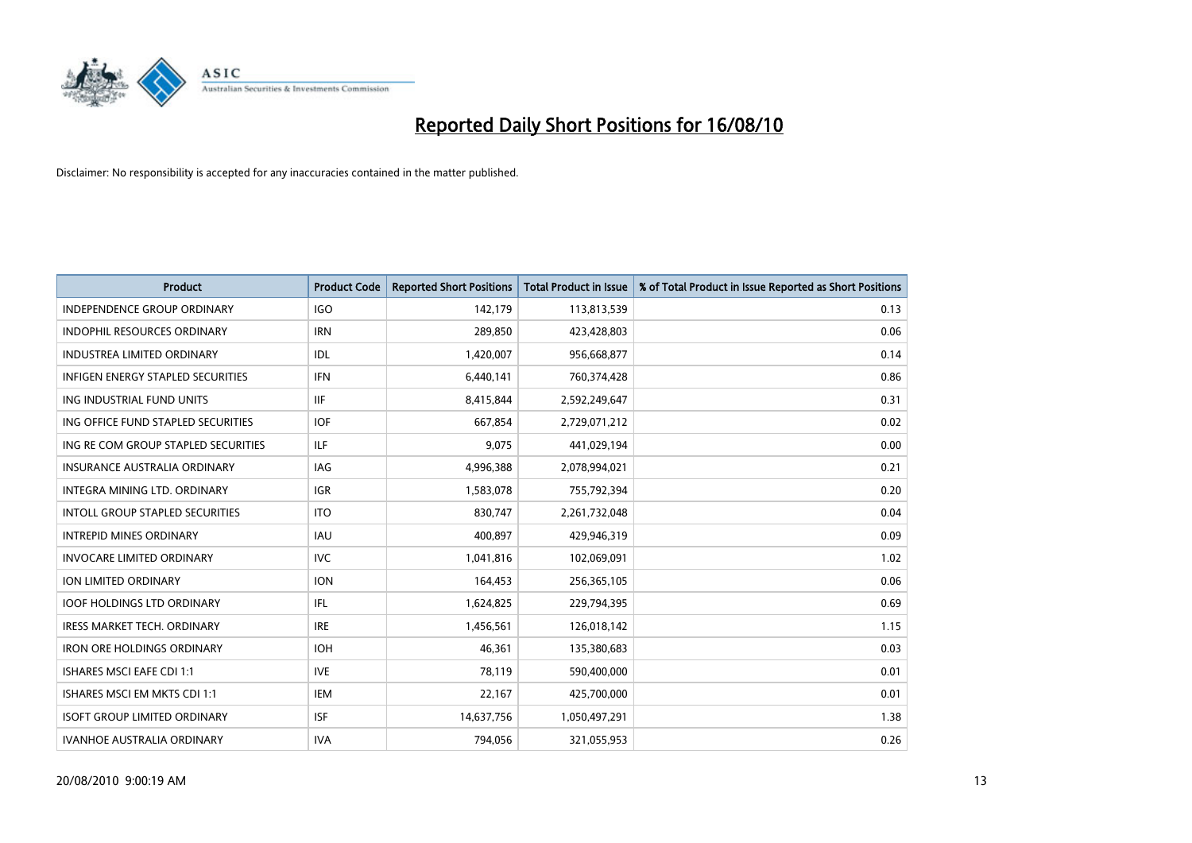# Reported Daily Short Positions for 16/08/10

Disclaimer: No responsibility is accepted for any inaccuracies contained in the matter published.

| Product | Product Code | Reported Short Positions | Total Product in Issue | % of Total Product in Issue Reported as Short Positions |
|---|---|---|---|---|
| INDEPENDENCE GROUP ORDINARY | IGO | 142,179 | 113,813,539 | 0.13 |
| INDOPHIL RESOURCES ORDINARY | IRN | 289,850 | 423,428,803 | 0.06 |
| INDUSTREA LIMITED ORDINARY | IDL | 1,420,007 | 956,668,877 | 0.14 |
| INFIGEN ENERGY STAPLED SECURITIES | IFN | 6,440,141 | 760,374,428 | 0.86 |
| ING INDUSTRIAL FUND UNITS | IIF | 8,415,844 | 2,592,249,647 | 0.31 |
| ING OFFICE FUND STAPLED SECURITIES | IOF | 667,854 | 2,729,071,212 | 0.02 |
| ING RE COM GROUP STAPLED SECURITIES | ILF | 9,075 | 441,029,194 | 0.00 |
| INSURANCE AUSTRALIA ORDINARY | IAG | 4,996,388 | 2,078,994,021 | 0.21 |
| INTEGRA MINING LTD. ORDINARY | IGR | 1,583,078 | 755,792,394 | 0.20 |
| INTOLL GROUP STAPLED SECURITIES | ITO | 830,747 | 2,261,732,048 | 0.04 |
| INTREPID MINES ORDINARY | IAU | 400,897 | 429,946,319 | 0.09 |
| INVOCARE LIMITED ORDINARY | IVC | 1,041,816 | 102,069,091 | 1.02 |
| ION LIMITED ORDINARY | ION | 164,453 | 256,365,105 | 0.06 |
| IOOF HOLDINGS LTD ORDINARY | IFL | 1,624,825 | 229,794,395 | 0.69 |
| IRESS MARKET TECH. ORDINARY | IRE | 1,456,561 | 126,018,142 | 1.15 |
| IRON ORE HOLDINGS ORDINARY | IOH | 46,361 | 135,380,683 | 0.03 |
| ISHARES MSCI EAFE CDI 1:1 | IVE | 78,119 | 590,400,000 | 0.01 |
| ISHARES MSCI EM MKTS CDI 1:1 | IEM | 22,167 | 425,700,000 | 0.01 |
| ISOFT GROUP LIMITED ORDINARY | ISF | 14,637,756 | 1,050,497,291 | 1.38 |
| IVANHOE AUSTRALIA ORDINARY | IVA | 794,056 | 321,055,953 | 0.26 |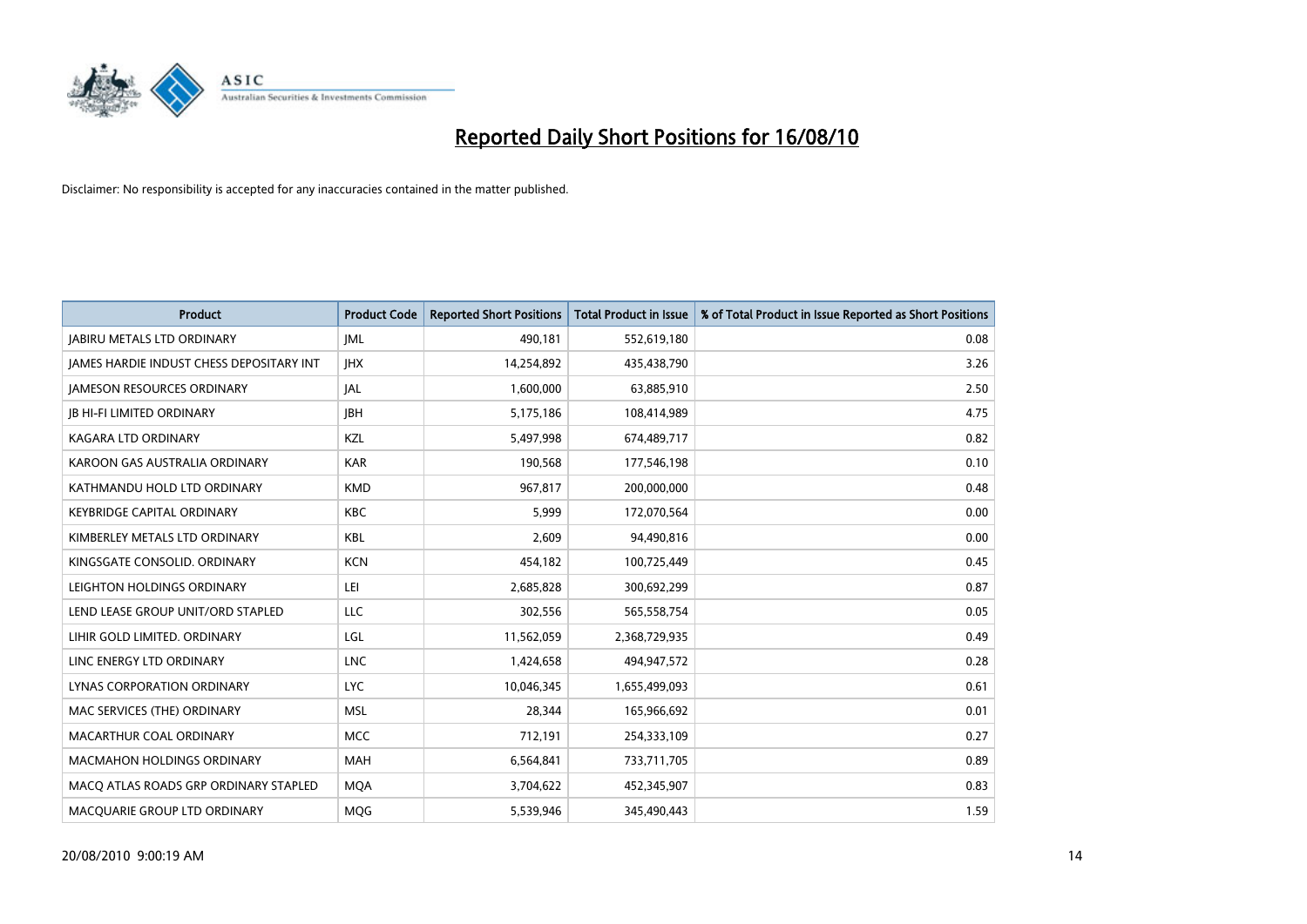# Reported Daily Short Positions for 16/08/10

Disclaimer: No responsibility is accepted for any inaccuracies contained in the matter published.

| Product | Product Code | Reported Short Positions | Total Product in Issue | % of Total Product in Issue Reported as Short Positions |
|---|---|---|---|---|
| JABIRU METALS LTD ORDINARY | JML | 490,181 | 552,619,180 | 0.08 |
| JAMES HARDIE INDUST CHESS DEPOSITARY INT | JHX | 14,254,892 | 435,438,790 | 3.26 |
| JAMESON RESOURCES ORDINARY | JAL | 1,600,000 | 63,885,910 | 2.50 |
| JB HI-FI LIMITED ORDINARY | JBH | 5,175,186 | 108,414,989 | 4.75 |
| KAGARA LTD ORDINARY | KZL | 5,497,998 | 674,489,717 | 0.82 |
| KAROON GAS AUSTRALIA ORDINARY | KAR | 190,568 | 177,546,198 | 0.10 |
| KATHMANDU HOLD LTD ORDINARY | KMD | 967,817 | 200,000,000 | 0.48 |
| KEYBRIDGE CAPITAL ORDINARY | KBC | 5,999 | 172,070,564 | 0.00 |
| KIMBERLEY METALS LTD ORDINARY | KBL | 2,609 | 94,490,816 | 0.00 |
| KINGSGATE CONSOLID. ORDINARY | KCN | 454,182 | 100,725,449 | 0.45 |
| LEIGHTON HOLDINGS ORDINARY | LEI | 2,685,828 | 300,692,299 | 0.87 |
| LEND LEASE GROUP UNIT/ORD STAPLED | LLC | 302,556 | 565,558,754 | 0.05 |
| LIHIR GOLD LIMITED. ORDINARY | LGL | 11,562,059 | 2,368,729,935 | 0.49 |
| LINC ENERGY LTD ORDINARY | LNC | 1,424,658 | 494,947,572 | 0.28 |
| LYNAS CORPORATION ORDINARY | LYC | 10,046,345 | 1,655,499,093 | 0.61 |
| MAC SERVICES (THE) ORDINARY | MSL | 28,344 | 165,966,692 | 0.01 |
| MACARTHUR COAL ORDINARY | MCC | 712,191 | 254,333,109 | 0.27 |
| MACMAHON HOLDINGS ORDINARY | MAH | 6,564,841 | 733,711,705 | 0.89 |
| MACQ ATLAS ROADS GRP ORDINARY STAPLED | MQA | 3,704,622 | 452,345,907 | 0.83 |
| MACQUARIE GROUP LTD ORDINARY | MQG | 5,539,946 | 345,490,443 | 1.59 |

20/08/2010 9:00:19 AM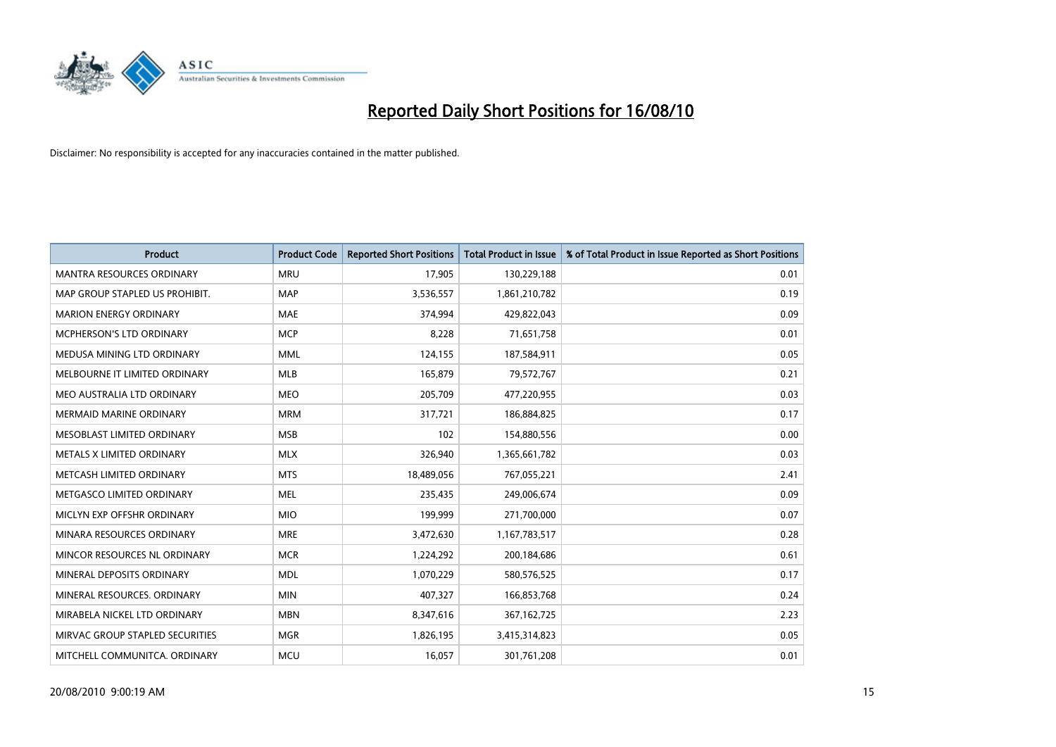# Reported Daily Short Positions for 16/08/10

Disclaimer: No responsibility is accepted for any inaccuracies contained in the matter published.

| Product | Product Code | Reported Short Positions | Total Product in Issue | % of Total Product in Issue Reported as Short Positions |
|---|---|---|---|---|
| MANTRA RESOURCES ORDINARY | MRU | 17,905 | 130,229,188 | 0.01 |
| MAP GROUP STAPLED US PROHIBIT. | MAP | 3,536,557 | 1,861,210,782 | 0.19 |
| MARION ENERGY ORDINARY | MAE | 374,994 | 429,822,043 | 0.09 |
| MCPHERSON'S LTD ORDINARY | MCP | 8,228 | 71,651,758 | 0.01 |
| MEDUSA MINING LTD ORDINARY | MML | 124,155 | 187,584,911 | 0.05 |
| MELBOURNE IT LIMITED ORDINARY | MLB | 165,879 | 79,572,767 | 0.21 |
| MEO AUSTRALIA LTD ORDINARY | MEO | 205,709 | 477,220,955 | 0.03 |
| MERMAID MARINE ORDINARY | MRM | 317,721 | 186,884,825 | 0.17 |
| MESOBLAST LIMITED ORDINARY | MSB | 102 | 154,880,556 | 0.00 |
| METALS X LIMITED ORDINARY | MLX | 326,940 | 1,365,661,782 | 0.03 |
| METCASH LIMITED ORDINARY | MTS | 18,489,056 | 767,055,221 | 2.41 |
| METGASCO LIMITED ORDINARY | MEL | 235,435 | 249,006,674 | 0.09 |
| MICLYN EXP OFFSHR ORDINARY | MIO | 199,999 | 271,700,000 | 0.07 |
| MINARA RESOURCES ORDINARY | MRE | 3,472,630 | 1,167,783,517 | 0.28 |
| MINCOR RESOURCES NL ORDINARY | MCR | 1,224,292 | 200,184,686 | 0.61 |
| MINERAL DEPOSITS ORDINARY | MDL | 1,070,229 | 580,576,525 | 0.17 |
| MINERAL RESOURCES. ORDINARY | MIN | 407,327 | 166,853,768 | 0.24 |
| MIRABELA NICKEL LTD ORDINARY | MBN | 8,347,616 | 367,162,725 | 2.23 |
| MIRVAC GROUP STAPLED SECURITIES | MGR | 1,826,195 | 3,415,314,823 | 0.05 |
| MITCHELL COMMUNITCA. ORDINARY | MCU | 16,057 | 301,761,208 | 0.01 |

20/08/2010 9:00:19 AM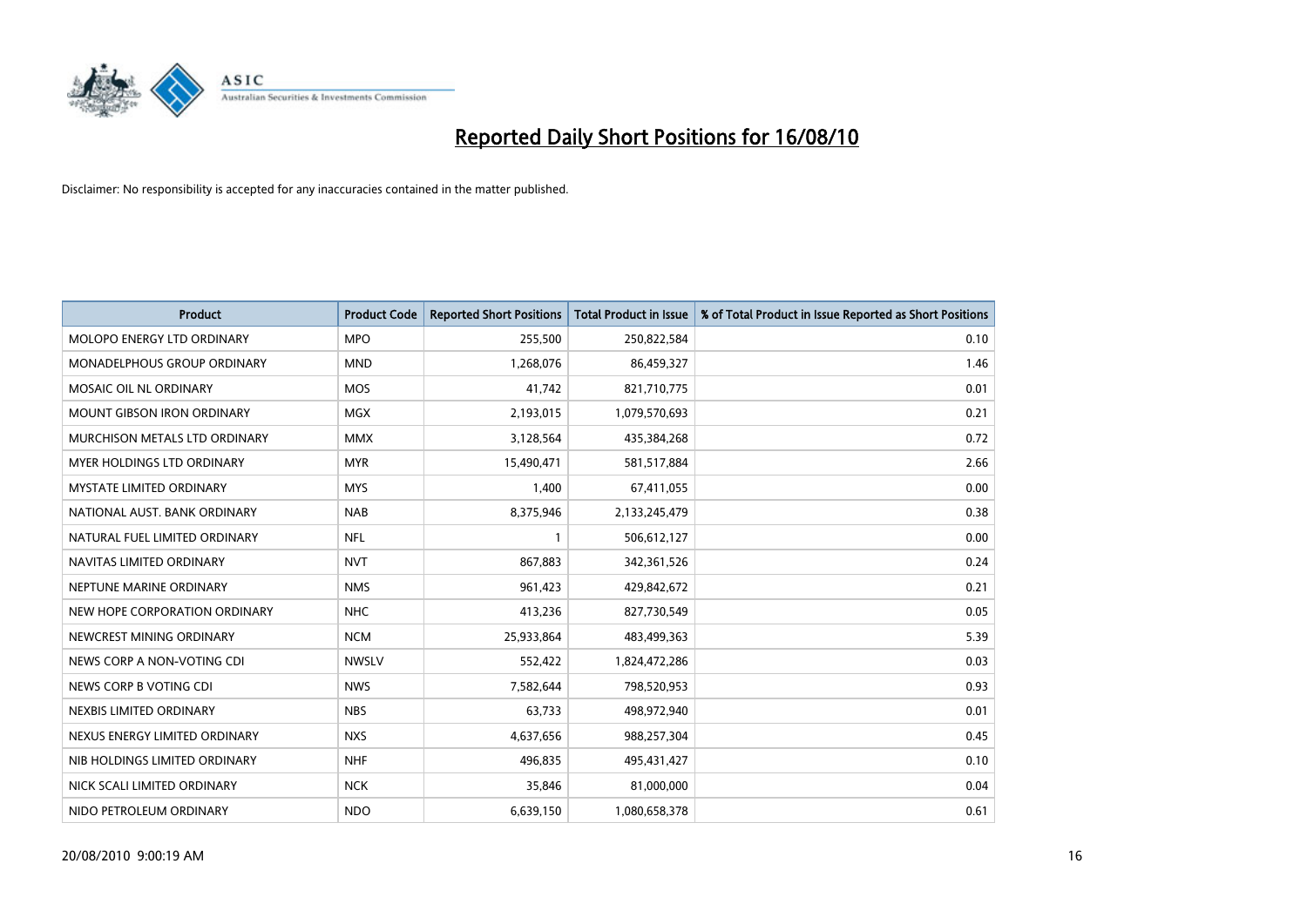# Reported Daily Short Positions for 16/08/10

Disclaimer: No responsibility is accepted for any inaccuracies contained in the matter published.

| Product | Product Code | Reported Short Positions | Total Product in Issue | % of Total Product in Issue Reported as Short Positions |
|---|---|---|---|---|
| MOLOPO ENERGY LTD ORDINARY | MPO | 255,500 | 250,822,584 | 0.10 |
| MONADELPHOUS GROUP ORDINARY | MND | 1,268,076 | 86,459,327 | 1.46 |
| MOSAIC OIL NL ORDINARY | MOS | 41,742 | 821,710,775 | 0.01 |
| MOUNT GIBSON IRON ORDINARY | MGX | 2,193,015 | 1,079,570,693 | 0.21 |
| MURCHISON METALS LTD ORDINARY | MMX | 3,128,564 | 435,384,268 | 0.72 |
| MYER HOLDINGS LTD ORDINARY | MYR | 15,490,471 | 581,517,884 | 2.66 |
| MYSTATE LIMITED ORDINARY | MYS | 1,400 | 67,411,055 | 0.00 |
| NATIONAL AUST. BANK ORDINARY | NAB | 8,375,946 | 2,133,245,479 | 0.38 |
| NATURAL FUEL LIMITED ORDINARY | NFL | 1 | 506,612,127 | 0.00 |
| NAVITAS LIMITED ORDINARY | NVT | 867,883 | 342,361,526 | 0.24 |
| NEPTUNE MARINE ORDINARY | NMS | 961,423 | 429,842,672 | 0.21 |
| NEW HOPE CORPORATION ORDINARY | NHC | 413,236 | 827,730,549 | 0.05 |
| NEWCREST MINING ORDINARY | NCM | 25,933,864 | 483,499,363 | 5.39 |
| NEWS CORP A NON-VOTING CDI | NWSLV | 552,422 | 1,824,472,286 | 0.03 |
| NEWS CORP B VOTING CDI | NWS | 7,582,644 | 798,520,953 | 0.93 |
| NEXBIS LIMITED ORDINARY | NBS | 63,733 | 498,972,940 | 0.01 |
| NEXUS ENERGY LIMITED ORDINARY | NXS | 4,637,656 | 988,257,304 | 0.45 |
| NIB HOLDINGS LIMITED ORDINARY | NHF | 496,835 | 495,431,427 | 0.10 |
| NICK SCALI LIMITED ORDINARY | NCK | 35,846 | 81,000,000 | 0.04 |
| NIDO PETROLEUM ORDINARY | NDO | 6,639,150 | 1,080,658,378 | 0.61 |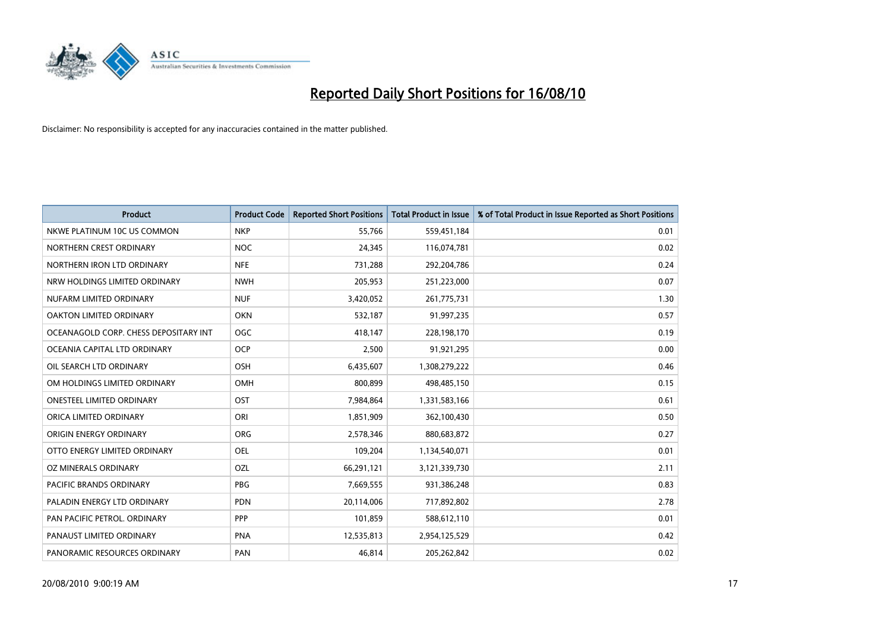# Reported Daily Short Positions for 16/08/10

Disclaimer: No responsibility is accepted for any inaccuracies contained in the matter published.

| Product | Product Code | Reported Short Positions | Total Product in Issue | % of Total Product in Issue Reported as Short Positions |
|---|---|---|---|---|
| NKWE PLATINUM 10C US COMMON | NKP | 55,766 | 559,451,184 | 0.01 |
| NORTHERN CREST ORDINARY | NOC | 24,345 | 116,074,781 | 0.02 |
| NORTHERN IRON LTD ORDINARY | NFE | 731,288 | 292,204,786 | 0.24 |
| NRW HOLDINGS LIMITED ORDINARY | NWH | 205,953 | 251,223,000 | 0.07 |
| NUFARM LIMITED ORDINARY | NUF | 3,420,052 | 261,775,731 | 1.30 |
| OAKTON LIMITED ORDINARY | OKN | 532,187 | 91,997,235 | 0.57 |
| OCEANAGOLD CORP. CHESS DEPOSITARY INT | OGC | 418,147 | 228,198,170 | 0.19 |
| OCEANIA CAPITAL LTD ORDINARY | OCP | 2,500 | 91,921,295 | 0.00 |
| OIL SEARCH LTD ORDINARY | OSH | 6,435,607 | 1,308,279,222 | 0.46 |
| OM HOLDINGS LIMITED ORDINARY | OMH | 800,899 | 498,485,150 | 0.15 |
| ONESTEEL LIMITED ORDINARY | OST | 7,984,864 | 1,331,583,166 | 0.61 |
| ORICA LIMITED ORDINARY | ORI | 1,851,909 | 362,100,430 | 0.50 |
| ORIGIN ENERGY ORDINARY | ORG | 2,578,346 | 880,683,872 | 0.27 |
| OTTO ENERGY LIMITED ORDINARY | OEL | 109,204 | 1,134,540,071 | 0.01 |
| OZ MINERALS ORDINARY | OZL | 66,291,121 | 3,121,339,730 | 2.11 |
| PACIFIC BRANDS ORDINARY | PBG | 7,669,555 | 931,386,248 | 0.83 |
| PALADIN ENERGY LTD ORDINARY | PDN | 20,114,006 | 717,892,802 | 2.78 |
| PAN PACIFIC PETROL. ORDINARY | PPP | 101,859 | 588,612,110 | 0.01 |
| PANAUST LIMITED ORDINARY | PNA | 12,535,813 | 2,954,125,529 | 0.42 |
| PANORAMIC RESOURCES ORDINARY | PAN | 46,814 | 205,262,842 | 0.02 |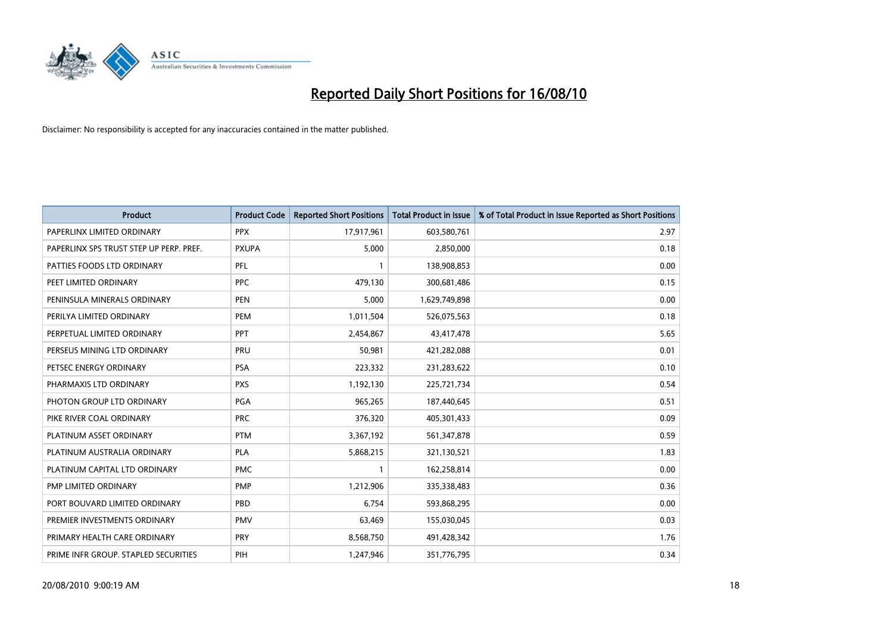# Reported Daily Short Positions for 16/08/10

Disclaimer: No responsibility is accepted for any inaccuracies contained in the matter published.

| Product | Product Code | Reported Short Positions | Total Product in Issue | % of Total Product in Issue Reported as Short Positions |
|---|---|---|---|---|
| PAPERLINX LIMITED ORDINARY | PPX | 17,917,961 | 603,580,761 | 2.97 |
| PAPERLINX SPS TRUST STEP UP PERP. PREF. | PXUPA | 5,000 | 2,850,000 | 0.18 |
| PATTIES FOODS LTD ORDINARY | PFL | 1 | 138,908,853 | 0.00 |
| PEET LIMITED ORDINARY | PPC | 479,130 | 300,681,486 | 0.15 |
| PENINSULA MINERALS ORDINARY | PEN | 5,000 | 1,629,749,898 | 0.00 |
| PERILYA LIMITED ORDINARY | PEM | 1,011,504 | 526,075,563 | 0.18 |
| PERPETUAL LIMITED ORDINARY | PPT | 2,454,867 | 43,417,478 | 5.65 |
| PERSEUS MINING LTD ORDINARY | PRU | 50,981 | 421,282,088 | 0.01 |
| PETSEC ENERGY ORDINARY | PSA | 223,332 | 231,283,622 | 0.10 |
| PHARMAXIS LTD ORDINARY | PXS | 1,192,130 | 225,721,734 | 0.54 |
| PHOTON GROUP LTD ORDINARY | PGA | 965,265 | 187,440,645 | 0.51 |
| PIKE RIVER COAL ORDINARY | PRC | 376,320 | 405,301,433 | 0.09 |
| PLATINUM ASSET ORDINARY | PTM | 3,367,192 | 561,347,878 | 0.59 |
| PLATINUM AUSTRALIA ORDINARY | PLA | 5,868,215 | 321,130,521 | 1.83 |
| PLATINUM CAPITAL LTD ORDINARY | PMC | 1 | 162,258,814 | 0.00 |
| PMP LIMITED ORDINARY | PMP | 1,212,906 | 335,338,483 | 0.36 |
| PORT BOUVARD LIMITED ORDINARY | PBD | 6,754 | 593,868,295 | 0.00 |
| PREMIER INVESTMENTS ORDINARY | PMV | 63,469 | 155,030,045 | 0.03 |
| PRIMARY HEALTH CARE ORDINARY | PRY | 8,568,750 | 491,428,342 | 1.76 |
| PRIME INFR GROUP. STAPLED SECURITIES | PIH | 1,247,946 | 351,776,795 | 0.34 |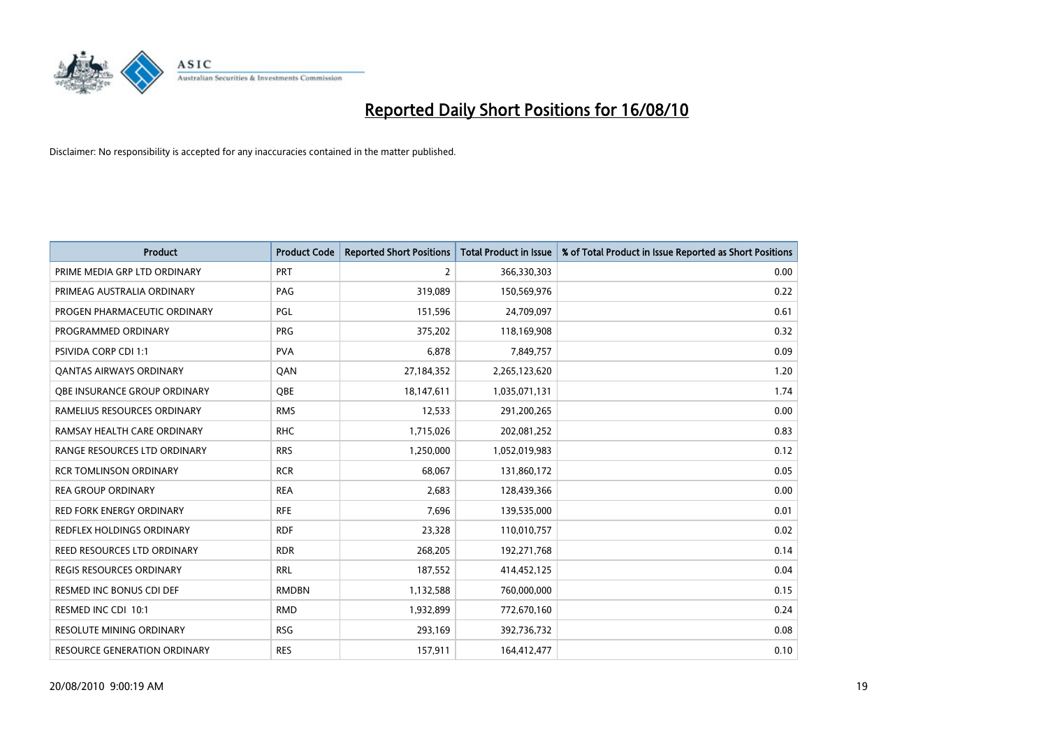# Reported Daily Short Positions for 16/08/10

Disclaimer: No responsibility is accepted for any inaccuracies contained in the matter published.

| Product | Product Code | Reported Short Positions | Total Product in Issue | % of Total Product in Issue Reported as Short Positions |
|---|---|---|---|---|
| PRIME MEDIA GRP LTD ORDINARY | PRT | 2 | 366,330,303 | 0.00 |
| PRIMEAG AUSTRALIA ORDINARY | PAG | 319,089 | 150,569,976 | 0.22 |
| PROGEN PHARMACEUTIC ORDINARY | PGL | 151,596 | 24,709,097 | 0.61 |
| PROGRAMMED ORDINARY | PRG | 375,202 | 118,169,908 | 0.32 |
| PSIVIDA CORP CDI 1:1 | PVA | 6,878 | 7,849,757 | 0.09 |
| QANTAS AIRWAYS ORDINARY | QAN | 27,184,352 | 2,265,123,620 | 1.20 |
| QBE INSURANCE GROUP ORDINARY | QBE | 18,147,611 | 1,035,071,131 | 1.74 |
| RAMELIUS RESOURCES ORDINARY | RMS | 12,533 | 291,200,265 | 0.00 |
| RAMSAY HEALTH CARE ORDINARY | RHC | 1,715,026 | 202,081,252 | 0.83 |
| RANGE RESOURCES LTD ORDINARY | RRS | 1,250,000 | 1,052,019,983 | 0.12 |
| RCR TOMLINSON ORDINARY | RCR | 68,067 | 131,860,172 | 0.05 |
| REA GROUP ORDINARY | REA | 2,683 | 128,439,366 | 0.00 |
| RED FORK ENERGY ORDINARY | RFE | 7,696 | 139,535,000 | 0.01 |
| REDFLEX HOLDINGS ORDINARY | RDF | 23,328 | 110,010,757 | 0.02 |
| REED RESOURCES LTD ORDINARY | RDR | 268,205 | 192,271,768 | 0.14 |
| REGIS RESOURCES ORDINARY | RRL | 187,552 | 414,452,125 | 0.04 |
| RESMED INC BONUS CDI DEF | RMDBN | 1,132,588 | 760,000,000 | 0.15 |
| RESMED INC CDI 10:1 | RMD | 1,932,899 | 772,670,160 | 0.24 |
| RESOLUTE MINING ORDINARY | RSG | 293,169 | 392,736,732 | 0.08 |
| RESOURCE GENERATION ORDINARY | RES | 157,911 | 164,412,477 | 0.10 |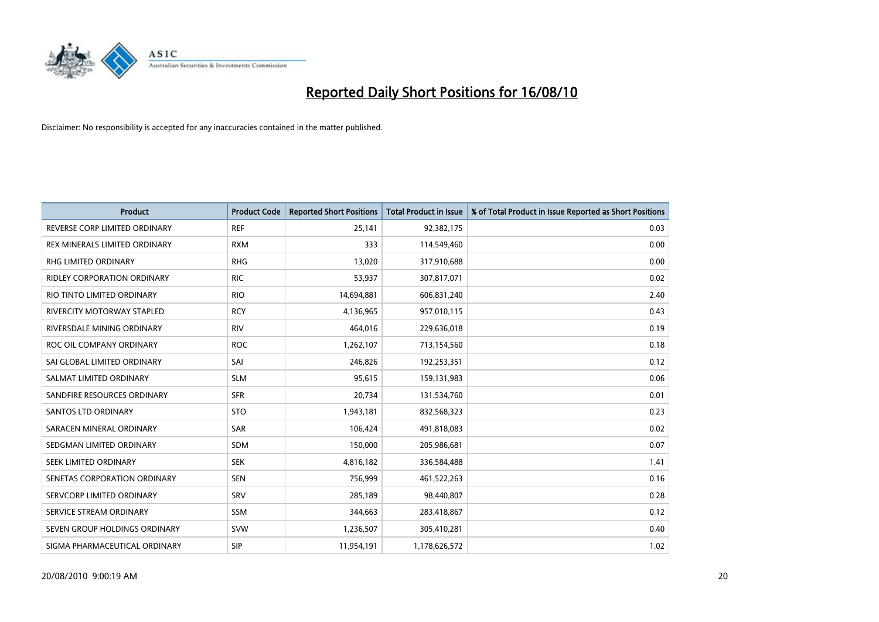# Reported Daily Short Positions for 16/08/10

Disclaimer: No responsibility is accepted for any inaccuracies contained in the matter published.

| Product | Product Code | Reported Short Positions | Total Product in Issue | % of Total Product in Issue Reported as Short Positions |
|---|---|---|---|---|
| REVERSE CORP LIMITED ORDINARY | REF | 25,141 | 92,382,175 | 0.03 |
| REX MINERALS LIMITED ORDINARY | RXM | 333 | 114,549,460 | 0.00 |
| RHG LIMITED ORDINARY | RHG | 13,020 | 317,910,688 | 0.00 |
| RIDLEY CORPORATION ORDINARY | RIC | 53,937 | 307,817,071 | 0.02 |
| RIO TINTO LIMITED ORDINARY | RIO | 14,694,881 | 606,831,240 | 2.40 |
| RIVERCITY MOTORWAY STAPLED | RCY | 4,136,965 | 957,010,115 | 0.43 |
| RIVERSDALE MINING ORDINARY | RIV | 464,016 | 229,636,018 | 0.19 |
| ROC OIL COMPANY ORDINARY | ROC | 1,262,107 | 713,154,560 | 0.18 |
| SAI GLOBAL LIMITED ORDINARY | SAI | 246,826 | 192,253,351 | 0.12 |
| SALMAT LIMITED ORDINARY | SLM | 95,615 | 159,131,983 | 0.06 |
| SANDFIRE RESOURCES ORDINARY | SFR | 20,734 | 131,534,760 | 0.01 |
| SANTOS LTD ORDINARY | STO | 1,943,181 | 832,568,323 | 0.23 |
| SARACEN MINERAL ORDINARY | SAR | 106,424 | 491,818,083 | 0.02 |
| SEDGMAN LIMITED ORDINARY | SDM | 150,000 | 205,986,681 | 0.07 |
| SEEK LIMITED ORDINARY | SEK | 4,816,182 | 336,584,488 | 1.41 |
| SENETAS CORPORATION ORDINARY | SEN | 756,999 | 461,522,263 | 0.16 |
| SERVCORP LIMITED ORDINARY | SRV | 285,189 | 98,440,807 | 0.28 |
| SERVICE STREAM ORDINARY | SSM | 344,663 | 283,418,867 | 0.12 |
| SEVEN GROUP HOLDINGS ORDINARY | SVW | 1,236,507 | 305,410,281 | 0.40 |
| SIGMA PHARMACEUTICAL ORDINARY | SIP | 11,954,191 | 1,178,626,572 | 1.02 |

20/08/2010 9:00:19 AM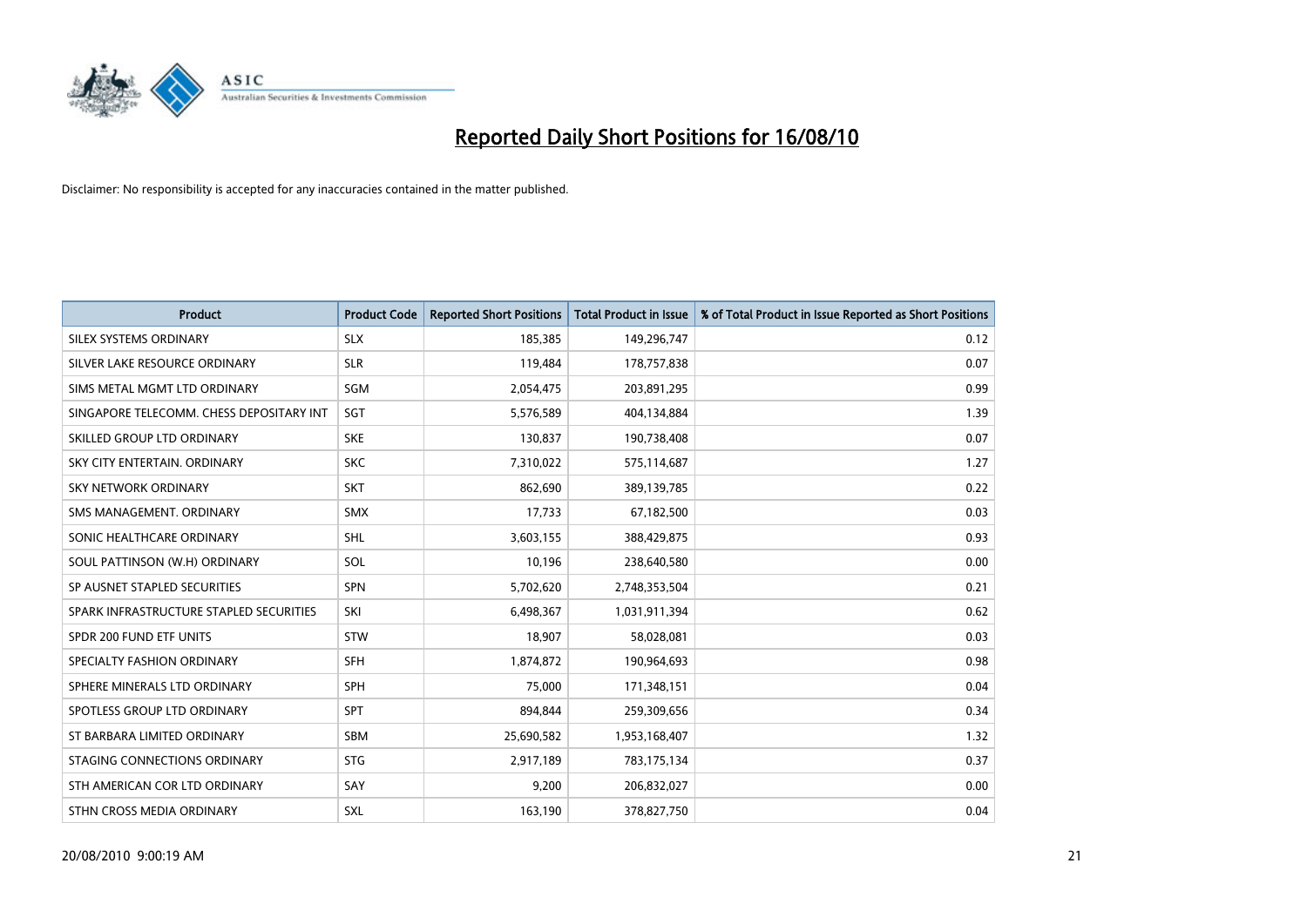# Reported Daily Short Positions for 16/08/10

Disclaimer: No responsibility is accepted for any inaccuracies contained in the matter published.

| Product | Product Code | Reported Short Positions | Total Product in Issue | % of Total Product in Issue Reported as Short Positions |
|---|---|---|---|---|
| SILEX SYSTEMS ORDINARY | SLX | 185,385 | 149,296,747 | 0.12 |
| SILVER LAKE RESOURCE ORDINARY | SLR | 119,484 | 178,757,838 | 0.07 |
| SIMS METAL MGMT LTD ORDINARY | SGM | 2,054,475 | 203,891,295 | 0.99 |
| SINGAPORE TELECOMM. CHESS DEPOSITARY INT | SGT | 5,576,589 | 404,134,884 | 1.39 |
| SKILLED GROUP LTD ORDINARY | SKE | 130,837 | 190,738,408 | 0.07 |
| SKY CITY ENTERTAIN. ORDINARY | SKC | 7,310,022 | 575,114,687 | 1.27 |
| SKY NETWORK ORDINARY | SKT | 862,690 | 389,139,785 | 0.22 |
| SMS MANAGEMENT. ORDINARY | SMX | 17,733 | 67,182,500 | 0.03 |
| SONIC HEALTHCARE ORDINARY | SHL | 3,603,155 | 388,429,875 | 0.93 |
| SOUL PATTINSON (W.H) ORDINARY | SOL | 10,196 | 238,640,580 | 0.00 |
| SP AUSNET STAPLED SECURITIES | SPN | 5,702,620 | 2,748,353,504 | 0.21 |
| SPARK INFRASTRUCTURE STAPLED SECURITIES | SKI | 6,498,367 | 1,031,911,394 | 0.62 |
| SPDR 200 FUND ETF UNITS | STW | 18,907 | 58,028,081 | 0.03 |
| SPECIALTY FASHION ORDINARY | SFH | 1,874,872 | 190,964,693 | 0.98 |
| SPHERE MINERALS LTD ORDINARY | SPH | 75,000 | 171,348,151 | 0.04 |
| SPOTLESS GROUP LTD ORDINARY | SPT | 894,844 | 259,309,656 | 0.34 |
| ST BARBARA LIMITED ORDINARY | SBM | 25,690,582 | 1,953,168,407 | 1.32 |
| STAGING CONNECTIONS ORDINARY | STG | 2,917,189 | 783,175,134 | 0.37 |
| STH AMERICAN COR LTD ORDINARY | SAY | 9,200 | 206,832,027 | 0.00 |
| STHN CROSS MEDIA ORDINARY | SXL | 163,190 | 378,827,750 | 0.04 |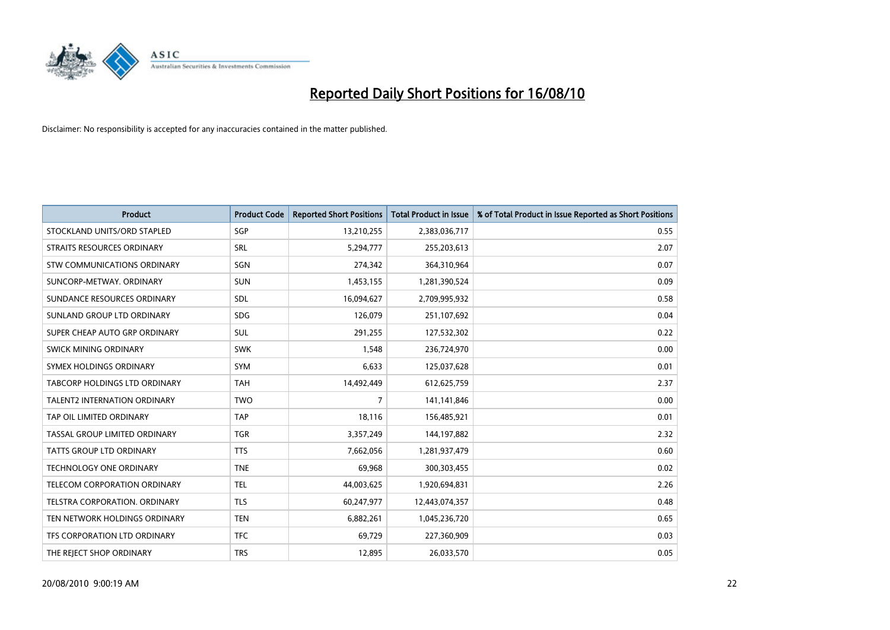# Reported Daily Short Positions for 16/08/10

Disclaimer: No responsibility is accepted for any inaccuracies contained in the matter published.

| Product | Product Code | Reported Short Positions | Total Product in Issue | % of Total Product in Issue Reported as Short Positions |
|---|---|---|---|---|
| STOCKLAND UNITS/ORD STAPLED | SGP | 13,210,255 | 2,383,036,717 | 0.55 |
| STRAITS RESOURCES ORDINARY | SRL | 5,294,777 | 255,203,613 | 2.07 |
| STW COMMUNICATIONS ORDINARY | SGN | 274,342 | 364,310,964 | 0.07 |
| SUNCORP-METWAY. ORDINARY | SUN | 1,453,155 | 1,281,390,524 | 0.09 |
| SUNDANCE RESOURCES ORDINARY | SDL | 16,094,627 | 2,709,995,932 | 0.58 |
| SUNLAND GROUP LTD ORDINARY | SDG | 126,079 | 251,107,692 | 0.04 |
| SUPER CHEAP AUTO GRP ORDINARY | SUL | 291,255 | 127,532,302 | 0.22 |
| SWICK MINING ORDINARY | SWK | 1,548 | 236,724,970 | 0.00 |
| SYMEX HOLDINGS ORDINARY | SYM | 6,633 | 125,037,628 | 0.01 |
| TABCORP HOLDINGS LTD ORDINARY | TAH | 14,492,449 | 612,625,759 | 2.37 |
| TALENT2 INTERNATION ORDINARY | TWO | 7 | 141,141,846 | 0.00 |
| TAP OIL LIMITED ORDINARY | TAP | 18,116 | 156,485,921 | 0.01 |
| TASSAL GROUP LIMITED ORDINARY | TGR | 3,357,249 | 144,197,882 | 2.32 |
| TATTS GROUP LTD ORDINARY | TTS | 7,662,056 | 1,281,937,479 | 0.60 |
| TECHNOLOGY ONE ORDINARY | TNE | 69,968 | 300,303,455 | 0.02 |
| TELECOM CORPORATION ORDINARY | TEL | 44,003,625 | 1,920,694,831 | 2.26 |
| TELSTRA CORPORATION. ORDINARY | TLS | 60,247,977 | 12,443,074,357 | 0.48 |
| TEN NETWORK HOLDINGS ORDINARY | TEN | 6,882,261 | 1,045,236,720 | 0.65 |
| TFS CORPORATION LTD ORDINARY | TFC | 69,729 | 227,360,909 | 0.03 |
| THE REJECT SHOP ORDINARY | TRS | 12,895 | 26,033,570 | 0.05 |

20/08/2010 9:00:19 AM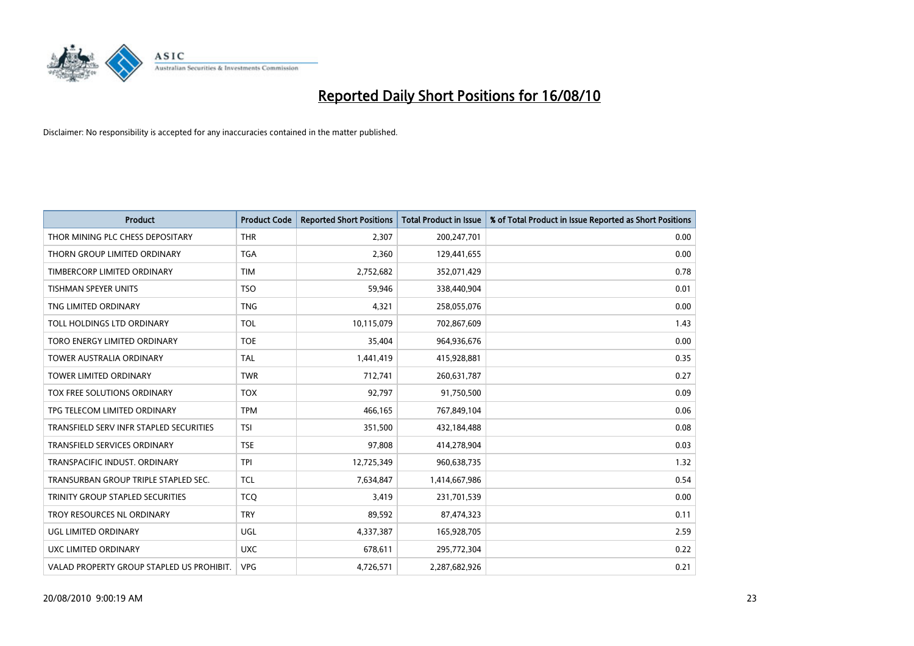# Reported Daily Short Positions for 16/08/10

Disclaimer: No responsibility is accepted for any inaccuracies contained in the matter published.

| Product | Product Code | Reported Short Positions | Total Product in Issue | % of Total Product in Issue Reported as Short Positions |
|---|---|---|---|---|
| THOR MINING PLC CHESS DEPOSITARY | THR | 2,307 | 200,247,701 | 0.00 |
| THORN GROUP LIMITED ORDINARY | TGA | 2,360 | 129,441,655 | 0.00 |
| TIMBERCORP LIMITED ORDINARY | TIM | 2,752,682 | 352,071,429 | 0.78 |
| TISHMAN SPEYER UNITS | TSO | 59,946 | 338,440,904 | 0.01 |
| TNG LIMITED ORDINARY | TNG | 4,321 | 258,055,076 | 0.00 |
| TOLL HOLDINGS LTD ORDINARY | TOL | 10,115,079 | 702,867,609 | 1.43 |
| TORO ENERGY LIMITED ORDINARY | TOE | 35,404 | 964,936,676 | 0.00 |
| TOWER AUSTRALIA ORDINARY | TAL | 1,441,419 | 415,928,881 | 0.35 |
| TOWER LIMITED ORDINARY | TWR | 712,741 | 260,631,787 | 0.27 |
| TOX FREE SOLUTIONS ORDINARY | TOX | 92,797 | 91,750,500 | 0.09 |
| TPG TELECOM LIMITED ORDINARY | TPM | 466,165 | 767,849,104 | 0.06 |
| TRANSFIELD SERV INFR STAPLED SECURITIES | TSI | 351,500 | 432,184,488 | 0.08 |
| TRANSFIELD SERVICES ORDINARY | TSE | 97,808 | 414,278,904 | 0.03 |
| TRANSPACIFIC INDUST. ORDINARY | TPI | 12,725,349 | 960,638,735 | 1.32 |
| TRANSURBAN GROUP TRIPLE STAPLED SEC. | TCL | 7,634,847 | 1,414,667,986 | 0.54 |
| TRINITY GROUP STAPLED SECURITIES | TCQ | 3,419 | 231,701,539 | 0.00 |
| TROY RESOURCES NL ORDINARY | TRY | 89,592 | 87,474,323 | 0.11 |
| UGL LIMITED ORDINARY | UGL | 4,337,387 | 165,928,705 | 2.59 |
| UXC LIMITED ORDINARY | UXC | 678,611 | 295,772,304 | 0.22 |
| VALAD PROPERTY GROUP STAPLED US PROHIBIT. | VPG | 4,726,571 | 2,287,682,926 | 0.21 |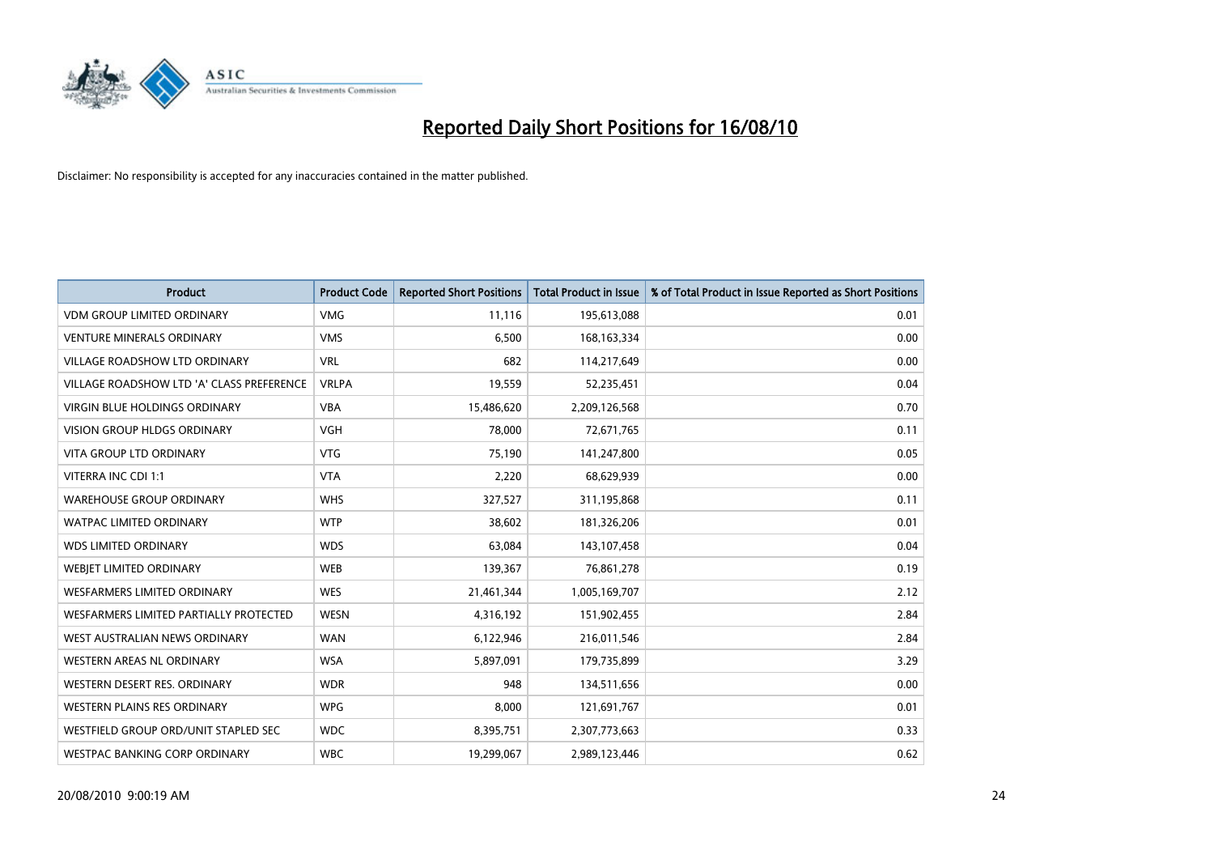# Reported Daily Short Positions for 16/08/10

Disclaimer: No responsibility is accepted for any inaccuracies contained in the matter published.

| Product | Product Code | Reported Short Positions | Total Product in Issue | % of Total Product in Issue Reported as Short Positions |
|---|---|---|---|---|
| VDM GROUP LIMITED ORDINARY | VMG | 11,116 | 195,613,088 | 0.01 |
| VENTURE MINERALS ORDINARY | VMS | 6,500 | 168,163,334 | 0.00 |
| VILLAGE ROADSHOW LTD ORDINARY | VRL | 682 | 114,217,649 | 0.00 |
| VILLAGE ROADSHOW LTD 'A' CLASS PREFERENCE | VRLPA | 19,559 | 52,235,451 | 0.04 |
| VIRGIN BLUE HOLDINGS ORDINARY | VBA | 15,486,620 | 2,209,126,568 | 0.70 |
| VISION GROUP HLDGS ORDINARY | VGH | 78,000 | 72,671,765 | 0.11 |
| VITA GROUP LTD ORDINARY | VTG | 75,190 | 141,247,800 | 0.05 |
| VITERRA INC CDI 1:1 | VTA | 2,220 | 68,629,939 | 0.00 |
| WAREHOUSE GROUP ORDINARY | WHS | 327,527 | 311,195,868 | 0.11 |
| WATPAC LIMITED ORDINARY | WTP | 38,602 | 181,326,206 | 0.01 |
| WDS LIMITED ORDINARY | WDS | 63,084 | 143,107,458 | 0.04 |
| WEBJET LIMITED ORDINARY | WEB | 139,367 | 76,861,278 | 0.19 |
| WESFARMERS LIMITED ORDINARY | WES | 21,461,344 | 1,005,169,707 | 2.12 |
| WESFARMERS LIMITED PARTIALLY PROTECTED | WESN | 4,316,192 | 151,902,455 | 2.84 |
| WEST AUSTRALIAN NEWS ORDINARY | WAN | 6,122,946 | 216,011,546 | 2.84 |
| WESTERN AREAS NL ORDINARY | WSA | 5,897,091 | 179,735,899 | 3.29 |
| WESTERN DESERT RES. ORDINARY | WDR | 948 | 134,511,656 | 0.00 |
| WESTERN PLAINS RES ORDINARY | WPG | 8,000 | 121,691,767 | 0.01 |
| WESTFIELD GROUP ORD/UNIT STAPLED SEC | WDC | 8,395,751 | 2,307,773,663 | 0.33 |
| WESTPAC BANKING CORP ORDINARY | WBC | 19,299,067 | 2,989,123,446 | 0.62 |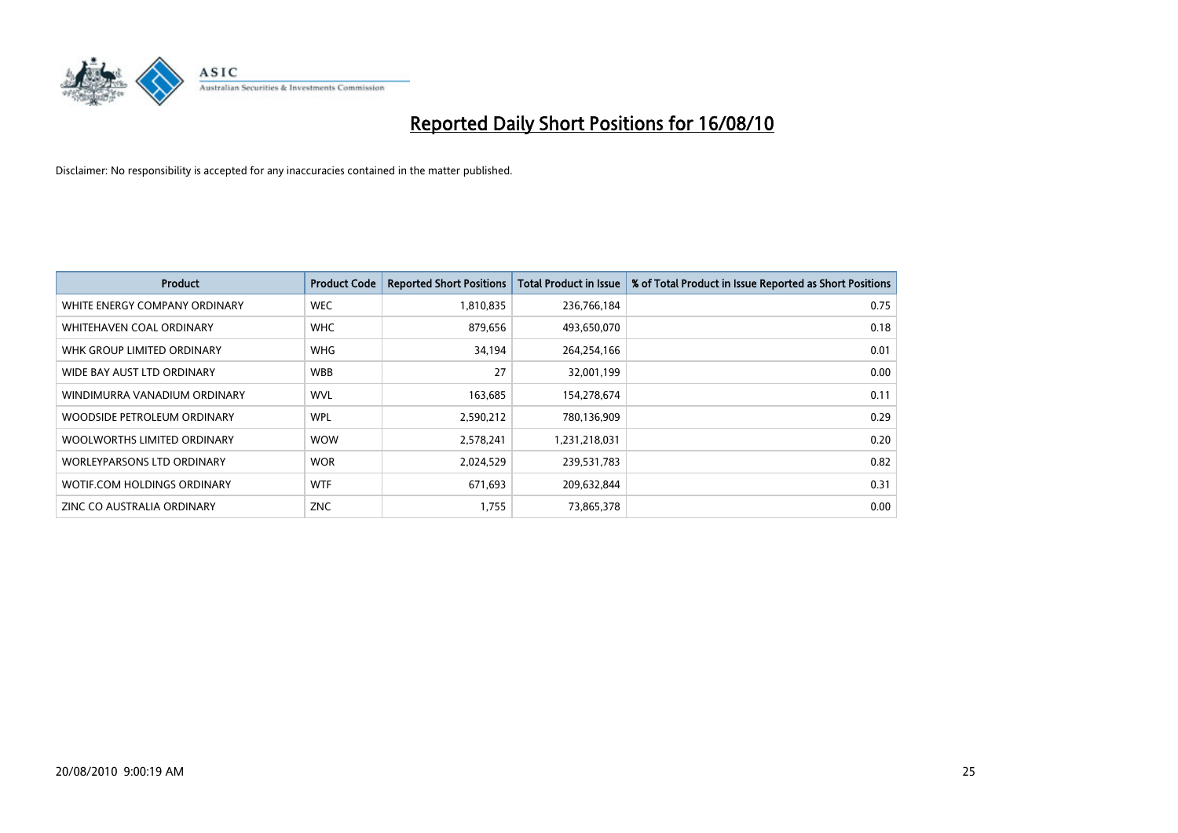# Reported Daily Short Positions for 16/08/10

Disclaimer: No responsibility is accepted for any inaccuracies contained in the matter published.

| Product | Product Code | Reported Short Positions | Total Product in Issue | % of Total Product in Issue Reported as Short Positions |
|---|---|---|---|---|
| WHITE ENERGY COMPANY ORDINARY | WEC | 1,810,835 | 236,766,184 | 0.75 |
| WHITEHAVEN COAL ORDINARY | WHC | 879,656 | 493,650,070 | 0.18 |
| WHK GROUP LIMITED ORDINARY | WHG | 34,194 | 264,254,166 | 0.01 |
| WIDE BAY AUST LTD ORDINARY | WBB | 27 | 32,001,199 | 0.00 |
| WINDIMURRA VANADIUM ORDINARY | WVL | 163,685 | 154,278,674 | 0.11 |
| WOODSIDE PETROLEUM ORDINARY | WPL | 2,590,212 | 780,136,909 | 0.29 |
| WOOLWORTHS LIMITED ORDINARY | WOW | 2,578,241 | 1,231,218,031 | 0.20 |
| WORLEYPARSONS LTD ORDINARY | WOR | 2,024,529 | 239,531,783 | 0.82 |
| WOTIF.COM HOLDINGS ORDINARY | WTF | 671,693 | 209,632,844 | 0.31 |
| ZINC CO AUSTRALIA ORDINARY | ZNC | 1,755 | 73,865,378 | 0.00 |

20/08/2010 9:00:19 AM